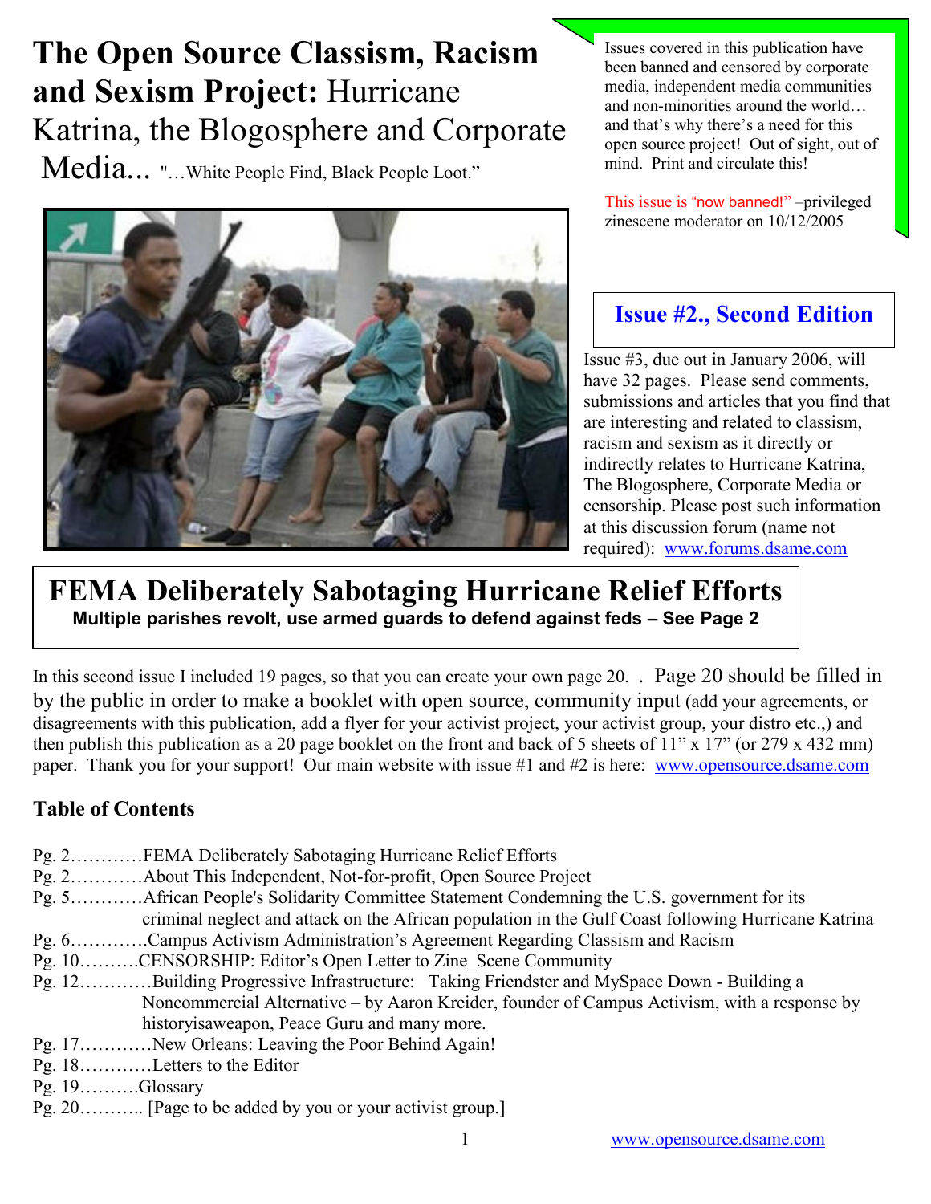# **The Open Source Classism, Racism and Sexism Project:** Hurricane Katrina, the Blogosphere and Corporate Media... "…White People Find, Black People Loot."

Issues covered in this publication have been banned and censored by corporate media, independent media communities and non-minorities around the world… and that's why there's a need for this open source project! Out of sight, out of mind. Print and circulate this!

This issue is "now banned!" –privileged zinescene moderator on 10/12/2005

## Issue #2., Second Edition

Issue #3, due out in January 2006, will have 32 pages. Please send comments, submissions and articles that you find that are interesting and related to classism, racism and sexism as it directly or indirectly relates to Hurricane Katrina, The Blogosphere, Corporate Media or censorship. Please post such information at this discussion forum (name not required): www.forums.dsame.com

## FEMA Deliberately Sabotaging Hurricane Relief Efforts

**Multiple parishes revolt, use armed guards to defend against feds – See Page 2**

In this second issue I included 19 pages, so that you can create your own page 20. . Page 20 should be filled in by the public in order to make a booklet with open source, community input (add your agreements, or disagreements with this publication, add a flyer for your activist project, your activist group, your distro etc.,) and then publish this publication as a 20 page booklet on the front and back of 5 sheets of 11" x 17" (or 279 x 432 mm) paper. Thank you for your support! Our main website with issue #1 and #2 is here: www.opensource.dsame.com

### Table of Contents

Pg. 2…………FEMA Deliberately Sabotaging Hurricane Relief Efforts
Pg. 2…………About This Independent, Not-for-profit, Open Source Project
Pg. 5…………African People's Solidarity Committee Statement Condemning the U.S. government for its criminal neglect and attack on the African population in the Gulf Coast following Hurricane Katrina
Pg. 6………….Campus Activism Administration's Agreement Regarding Classism and Racism
Pg. 10……….CENSORSHIP: Editor's Open Letter to Zine_Scene Community
Pg. 12…………Building Progressive Infrastructure: Taking Friendster and MySpace Down - Building a Noncommercial Alternative – by Aaron Kreider, founder of Campus Activism, with a response by historyisaweapon, Peace Guru and many more.
Pg. 17…………New Orleans: Leaving the Poor Behind Again!
Pg. 18…………Letters to the Editor
Pg. 19……….Glossary
Pg. 20……….. [Page to be added by you or your activist group.]

www.opensource.dsame.com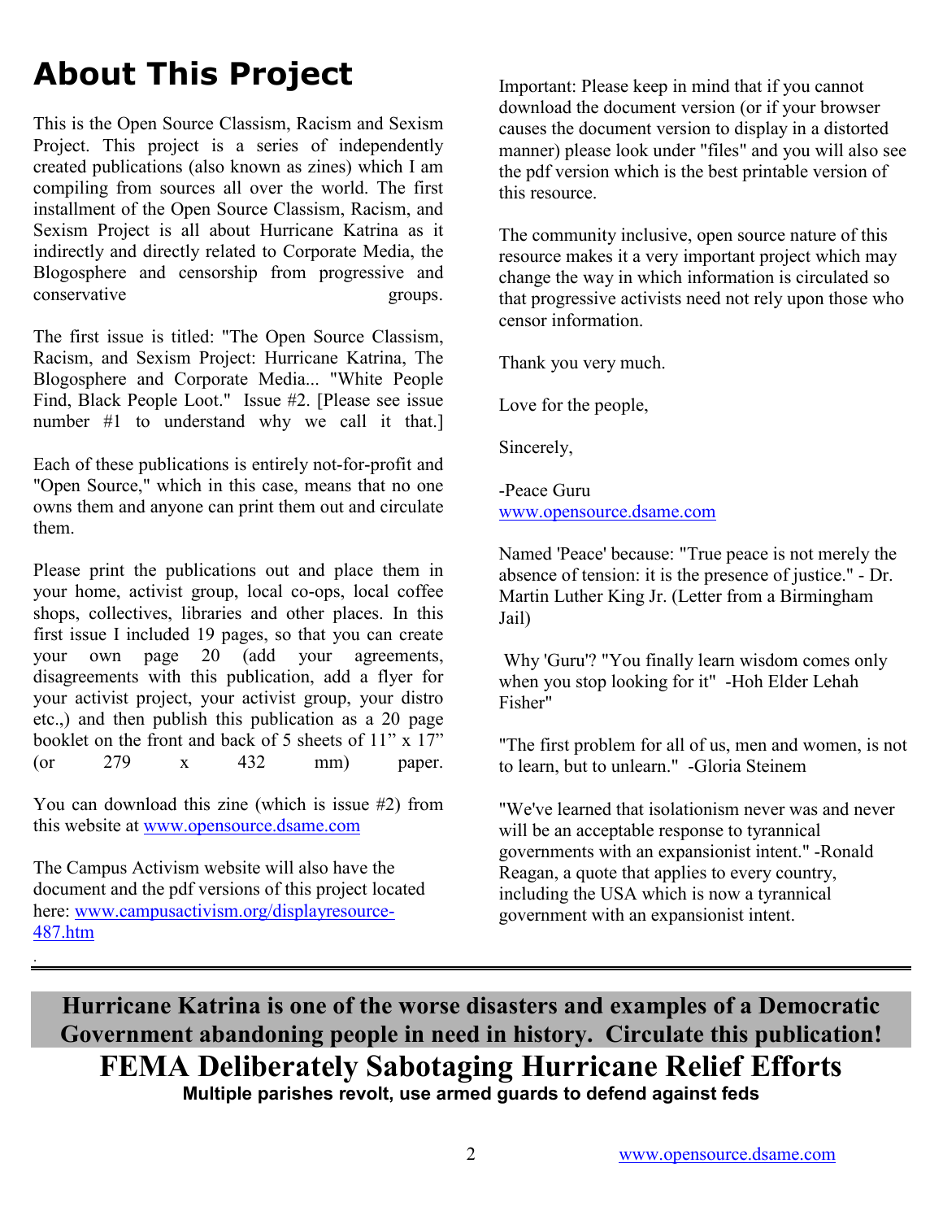# About This Project

This is the Open Source Classism, Racism and Sexism Project. This project is a series of independently created publications (also known as zines) which I am compiling from sources all over the world. The first installment of the Open Source Classism, Racism, and Sexism Project is all about Hurricane Katrina as it indirectly and directly related to Corporate Media, the Blogosphere and censorship from progressive and conservative groups.

The first issue is titled: "The Open Source Classism, Racism, and Sexism Project: Hurricane Katrina, The Blogosphere and Corporate Media... "White People Find, Black People Loot." Issue #2. [Please see issue number #1 to understand why we call it that.]

Each of these publications is entirely not-for-profit and "Open Source," which in this case, means that no one owns them and anyone can print them out and circulate them.

Please print the publications out and place them in your home, activist group, local co-ops, local coffee shops, collectives, libraries and other places. In this first issue I included 19 pages, so that you can create your own page 20 (add your agreements, disagreements with this publication, add a flyer for your activist project, your activist group, your distro etc.,) and then publish this publication as a 20 page booklet on the front and back of 5 sheets of 11" x 17" (or 279 x 432 mm) paper.

You can download this zine (which is issue #2) from this website at www.opensource.dsame.com

The Campus Activism website will also have the document and the pdf versions of this project located here: www.campusactivism.org/displayresource-487.htm

Important: Please keep in mind that if you cannot download the document version (or if your browser causes the document version to display in a distorted manner) please look under "files" and you will also see the pdf version which is the best printable version of this resource.

The community inclusive, open source nature of this resource makes it a very important project which may change the way in which information is circulated so that progressive activists need not rely upon those who censor information.

Thank you very much.

Love for the people,

Sincerely,

-Peace Guru
www.opensource.dsame.com

Named 'Peace' because: "True peace is not merely the absence of tension: it is the presence of justice." - Dr. Martin Luther King Jr. (Letter from a Birmingham Jail)

Why 'Guru'? "You finally learn wisdom comes only when you stop looking for it" -Hoh Elder Lehah Fisher"

"The first problem for all of us, men and women, is not to learn, but to unlearn." -Gloria Steinem

"We've learned that isolationism never was and never will be an acceptable response to tyrannical governments with an expansionist intent." -Ronald Reagan, a quote that applies to every country, including the USA which is now a tyrannical government with an expansionist intent.

---

**Hurricane Katrina is one of the worse disasters and examples of a Democratic Government abandoning people in need in history. Circulate this publication!**

# FEMA Deliberately Sabotaging Hurricane Relief Efforts

**Multiple parishes revolt, use armed guards to defend against feds**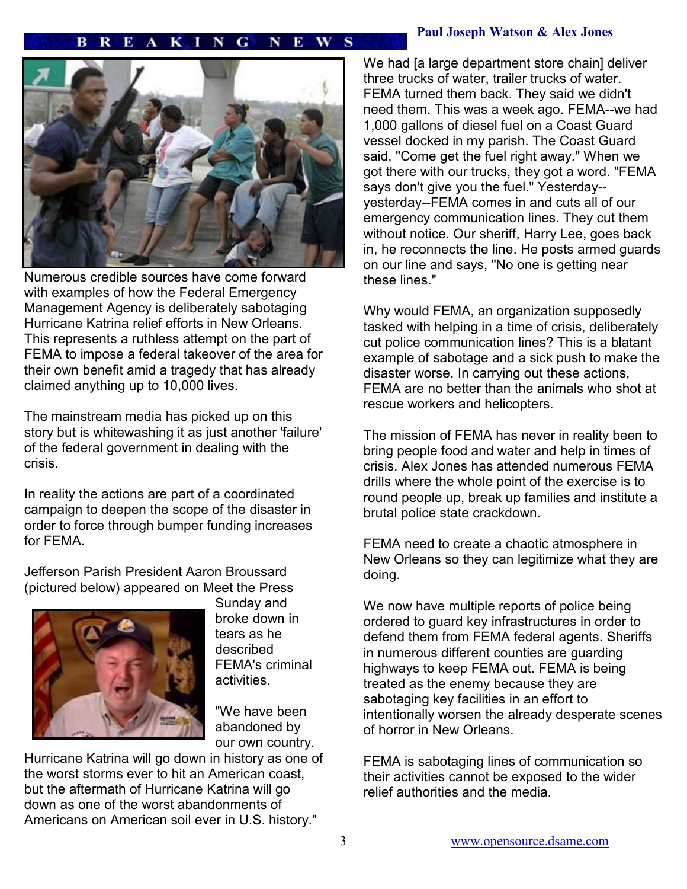## BREAKING NEWS

**Paul Joseph Watson & Alex Jones**

Numerous credible sources have come forward with examples of how the Federal Emergency Management Agency is deliberately sabotaging Hurricane Katrina relief efforts in New Orleans. This represents a ruthless attempt on the part of FEMA to impose a federal takeover of the area for their own benefit amid a tragedy that has already claimed anything up to 10,000 lives.

The mainstream media has picked up on this story but is whitewashing it as just another 'failure' of the federal government in dealing with the crisis.

In reality the actions are part of a coordinated campaign to deepen the scope of the disaster in order to force through bumper funding increases for FEMA.

Jefferson Parish President Aaron Broussard (pictured below) appeared on Meet the Press Sunday and broke down in tears as he described FEMA's criminal activities.

"We have been abandoned by our own country. Hurricane Katrina will go down in history as one of the worst storms ever to hit an American coast, but the aftermath of Hurricane Katrina will go down as one of the worst abandonments of Americans on American soil ever in U.S. history."

We had [a large department store chain] deliver three trucks of water, trailer trucks of water. FEMA turned them back. They said we didn't need them. This was a week ago. FEMA--we had 1,000 gallons of diesel fuel on a Coast Guard vessel docked in my parish. The Coast Guard said, "Come get the fuel right away." When we got there with our trucks, they got a word. "FEMA says don't give you the fuel." Yesterday--yesterday--FEMA comes in and cuts all of our emergency communication lines. They cut them without notice. Our sheriff, Harry Lee, goes back in, he reconnects the line. He posts armed guards on our line and says, "No one is getting near these lines."

Why would FEMA, an organization supposedly tasked with helping in a time of crisis, deliberately cut police communication lines? This is a blatant example of sabotage and a sick push to make the disaster worse. In carrying out these actions, FEMA are no better than the animals who shot at rescue workers and helicopters.

The mission of FEMA has never in reality been to bring people food and water and help in times of crisis. Alex Jones has attended numerous FEMA drills where the whole point of the exercise is to round people up, break up families and institute a brutal police state crackdown.

FEMA need to create a chaotic atmosphere in New Orleans so they can legitimize what they are doing.

We now have multiple reports of police being ordered to guard key infrastructures in order to defend them from FEMA federal agents. Sheriffs in numerous different counties are guarding highways to keep FEMA out. FEMA is being treated as the enemy because they are sabotaging key facilities in an effort to intentionally worsen the already desperate scenes of horror in New Orleans.

FEMA is sabotaging lines of communication so their activities cannot be exposed to the wider relief authorities and the media.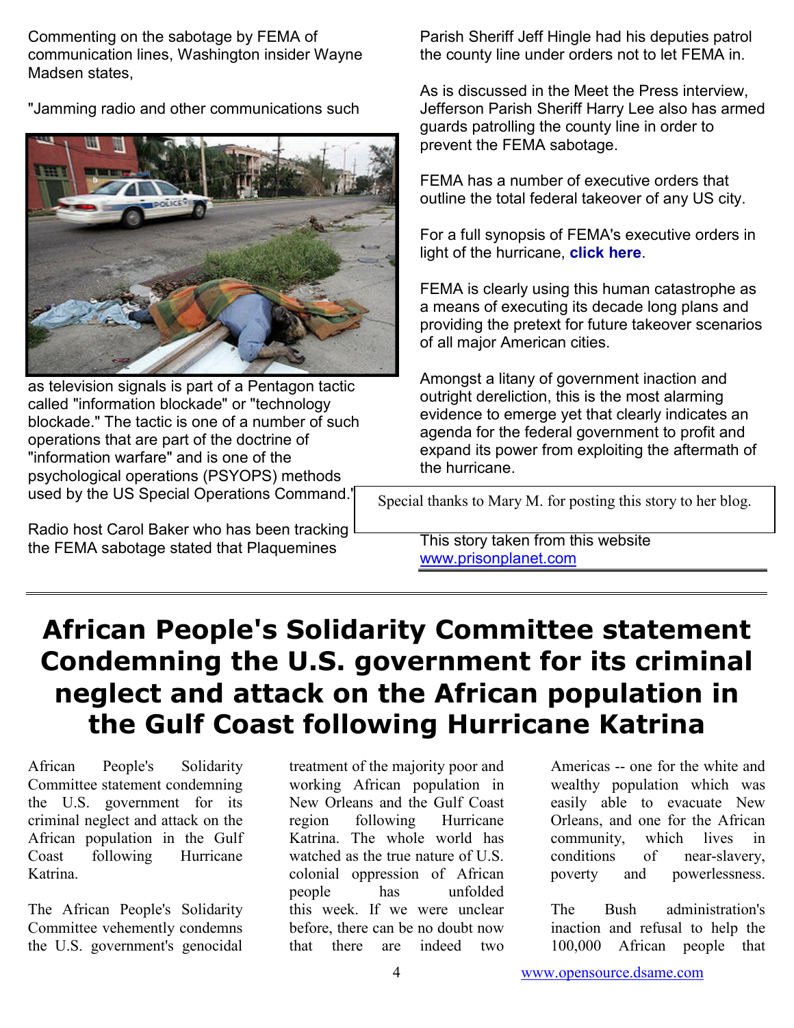Commenting on the sabotage by FEMA of communication lines, Washington insider Wayne Madsen states,

"Jamming radio and other communications such as television signals is part of a Pentagon tactic called "information blockade" or "technology blockade." The tactic is one of a number of such operations that are part of the doctrine of "information warfare" and is one of the psychological operations (PSYOPS) methods used by the US Special Operations Command."

Radio host Carol Baker who has been tracking the FEMA sabotage stated that Plaquemines Parish Sheriff Jeff Hingle had his deputies patrol the county line under orders not to let FEMA in.

As is discussed in the Meet the Press interview, Jefferson Parish Sheriff Harry Lee also has armed guards patrolling the county line in order to prevent the FEMA sabotage.

FEMA has a number of executive orders that outline the total federal takeover of any US city.

For a full synopsis of FEMA's executive orders in light of the hurricane, **click here**.

FEMA is clearly using this human catastrophe as a means of executing its decade long plans and providing the pretext for future takeover scenarios of all major American cities.

Amongst a litany of government inaction and outright dereliction, this is the most alarming evidence to emerge yet that clearly indicates an agenda for the federal government to profit and expand its power from exploiting the aftermath of the hurricane.

Special thanks to Mary M. for posting this story to her blog.

This story taken from this website www.prisonplanet.com

---

# African People's Solidarity Committee statement Condemning the U.S. government for its criminal neglect and attack on the African population in the Gulf Coast following Hurricane Katrina

African People's Solidarity Committee statement condemning the U.S. government for its criminal neglect and attack on the African population in the Gulf Coast following Hurricane Katrina.

The African People's Solidarity Committee vehemently condemns the U.S. government's genocidal treatment of the majority poor and working African population in New Orleans and the Gulf Coast region following Hurricane Katrina. The whole world has watched as the true nature of U.S. colonial oppression of African people has unfolded this week. If we were unclear before, there can be no doubt now that there are indeed two Americas -- one for the white and wealthy population which was easily able to evacuate New Orleans, and one for the African community, which lives in conditions of near-slavery, poverty and powerlessness.

The Bush administration's inaction and refusal to help the 100,000 African people that

www.opensource.dsame.com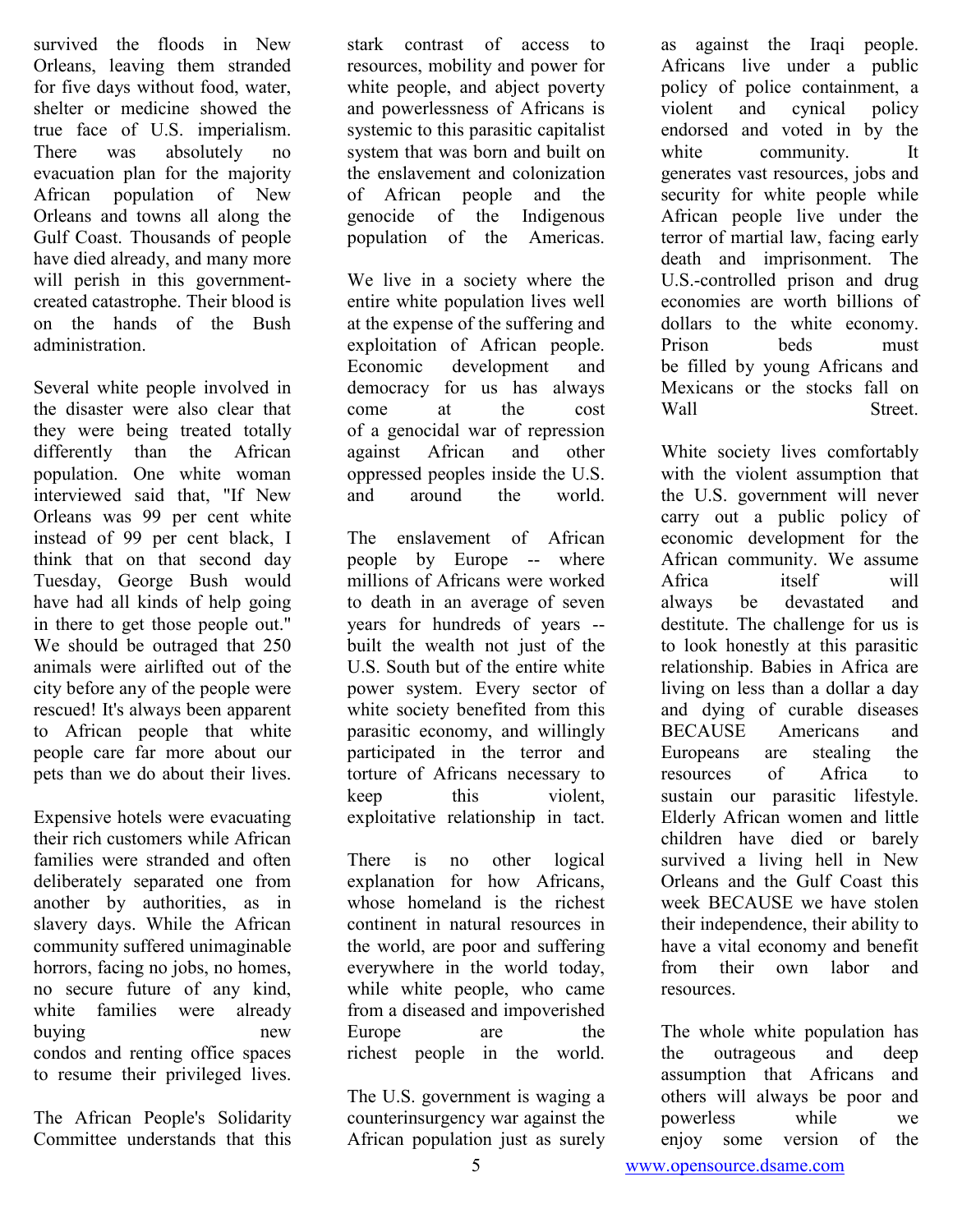survived the floods in New Orleans, leaving them stranded for five days without food, water, shelter or medicine showed the true face of U.S. imperialism. There was absolutely no evacuation plan for the majority African population of New Orleans and towns all along the Gulf Coast. Thousands of people have died already, and many more will perish in this government-created catastrophe. Their blood is on the hands of the Bush administration.

Several white people involved in the disaster were also clear that they were being treated totally differently than the African population. One white woman interviewed said that, "If New Orleans was 99 per cent white instead of 99 per cent black, I think that on that second day Tuesday, George Bush would have had all kinds of help going in there to get those people out." We should be outraged that 250 animals were airlifted out of the city before any of the people were rescued! It's always been apparent to African people that white people care far more about our pets than we do about their lives.

Expensive hotels were evacuating their rich customers while African families were stranded and often deliberately separated one from another by authorities, as in slavery days. While the African community suffered unimaginable horrors, facing no jobs, no homes, no secure future of any kind, white families were already buying new condos and renting office spaces to resume their privileged lives.

The African People's Solidarity Committee understands that this stark contrast of access to resources, mobility and power for white people, and abject poverty and powerlessness of Africans is systemic to this parasitic capitalist system that was born and built on the enslavement and colonization of African people and the genocide of the Indigenous population of the Americas.

We live in a society where the entire white population lives well at the expense of the suffering and exploitation of African people. Economic development and democracy for us has always come at the cost of a genocidal war of repression against African and other oppressed peoples inside the U.S. and around the world.

The enslavement of African people by Europe -- where millions of Africans were worked to death in an average of seven years for hundreds of years -- built the wealth not just of the U.S. South but of the entire white power system. Every sector of white society benefited from this parasitic economy, and willingly participated in the terror and torture of Africans necessary to keep this violent, exploitative relationship in tact.

There is no other logical explanation for how Africans, whose homeland is the richest continent in natural resources in the world, are poor and suffering everywhere in the world today, while white people, who came from a diseased and impoverished Europe are the richest people in the world.

The U.S. government is waging a counterinsurgency war against the African population just as surely as against the Iraqi people. Africans live under a public policy of police containment, a violent and cynical policy endorsed and voted in by the white community. It generates vast resources, jobs and security for white people while African people live under the terror of martial law, facing early death and imprisonment. The U.S.-controlled prison and drug economies are worth billions of dollars to the white economy. Prison beds must be filled by young Africans and Mexicans or the stocks fall on Wall Street.

White society lives comfortably with the violent assumption that the U.S. government will never carry out a public policy of economic development for the African community. We assume Africa itself will always be devastated and destitute. The challenge for us is to look honestly at this parasitic relationship. Babies in Africa are living on less than a dollar a day and dying of curable diseases BECAUSE Americans and Europeans are stealing the resources of Africa to sustain our parasitic lifestyle. Elderly African women and little children have died or barely survived a living hell in New Orleans and the Gulf Coast this week BECAUSE we have stolen their independence, their ability to have a vital economy and benefit from their own labor and resources.

The whole white population has the outrageous and deep assumption that Africans and others will always be poor and powerless while we enjoy some version of the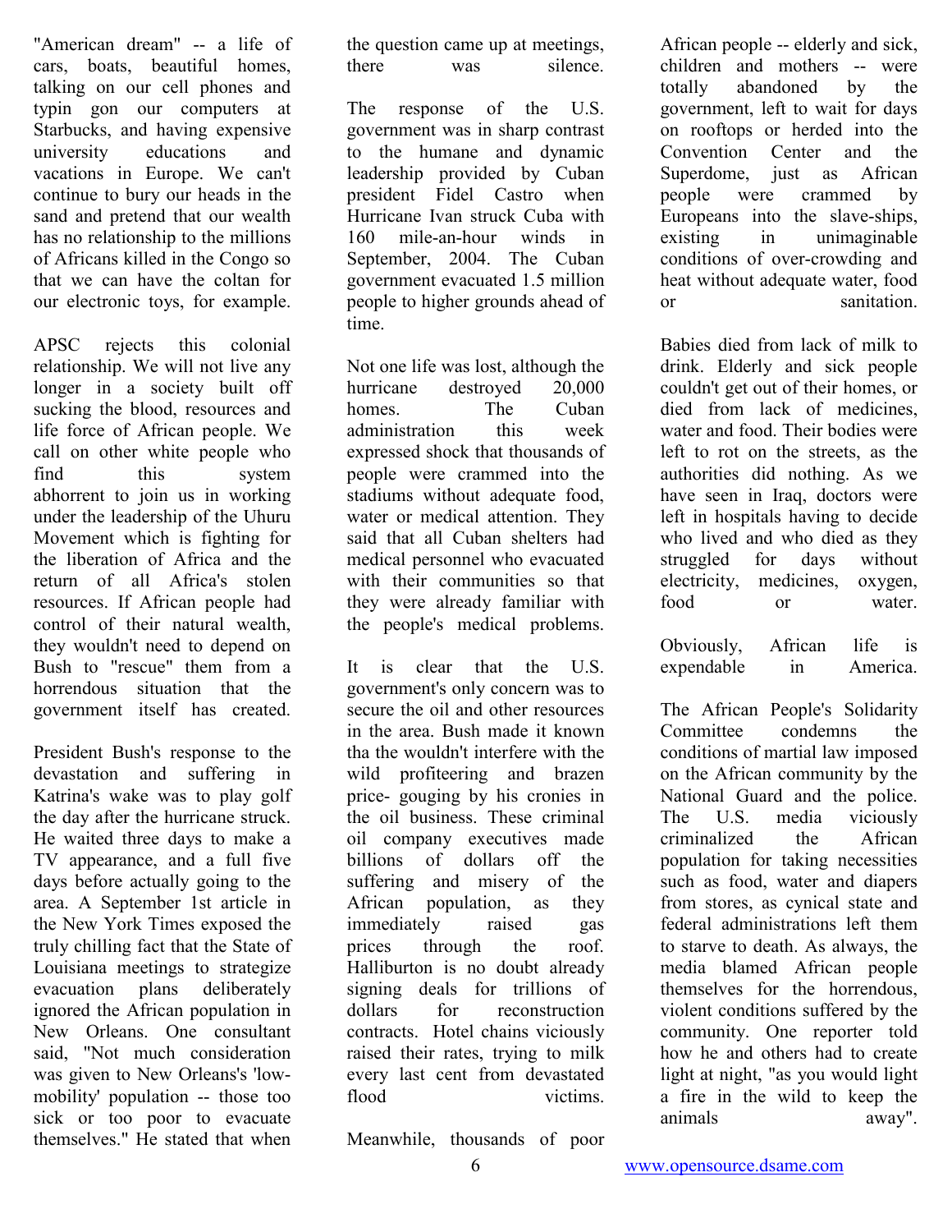"American dream" -- a life of cars, boats, beautiful homes, talking on our cell phones and typin gon our computers at Starbucks, and having expensive university educations and vacations in Europe. We can't continue to bury our heads in the sand and pretend that our wealth has no relationship to the millions of Africans killed in the Congo so that we can have the coltan for our electronic toys, for example.

APSC rejects this colonial relationship. We will not live any longer in a society built off sucking the blood, resources and life force of African people. We call on other white people who find this system abhorrent to join us in working under the leadership of the Uhuru Movement which is fighting for the liberation of Africa and the return of all Africa's stolen resources. If African people had control of their natural wealth, they wouldn't need to depend on Bush to "rescue" them from a horrendous situation that the government itself has created.

President Bush's response to the devastation and suffering in Katrina's wake was to play golf the day after the hurricane struck. He waited three days to make a TV appearance, and a full five days before actually going to the area. A September 1st article in the New York Times exposed the truly chilling fact that the State of Louisiana meetings to strategize evacuation plans deliberately ignored the African population in New Orleans. One consultant said, "Not much consideration was given to New Orleans's 'low-mobility' population -- those too sick or too poor to evacuate themselves." He stated that when the question came up at meetings, there was silence.

The response of the U.S. government was in sharp contrast to the humane and dynamic leadership provided by Cuban president Fidel Castro when Hurricane Ivan struck Cuba with 160 mile-an-hour winds in September, 2004. The Cuban government evacuated 1.5 million people to higher grounds ahead of time.

Not one life was lost, although the hurricane destroyed 20,000 homes. The Cuban administration this week expressed shock that thousands of people were crammed into the stadiums without adequate food, water or medical attention. They said that all Cuban shelters had medical personnel who evacuated with their communities so that they were already familiar with the people's medical problems.

It is clear that the U.S. government's only concern was to secure the oil and other resources in the area. Bush made it known tha the wouldn't interfere with the wild profiteering and brazen price- gouging by his cronies in the oil business. These criminal oil company executives made billions of dollars off the suffering and misery of the African population, as they immediately raised gas prices through the roof. Halliburton is no doubt already signing deals for trillions of dollars for reconstruction contracts. Hotel chains viciously raised their rates, trying to milk every last cent from devastated flood victims.

Meanwhile, thousands of poor African people -- elderly and sick, children and mothers -- were totally abandoned by the government, left to wait for days on rooftops or herded into the Convention Center and the Superdome, just as African people were crammed by Europeans into the slave-ships, existing in unimaginable conditions of over-crowding and heat without adequate water, food or sanitation.

Babies died from lack of milk to drink. Elderly and sick people couldn't get out of their homes, or died from lack of medicines, water and food. Their bodies were left to rot on the streets, as the authorities did nothing. As we have seen in Iraq, doctors were left in hospitals having to decide who lived and who died as they struggled for days without electricity, medicines, oxygen, food or water.

Obviously, African life is expendable in America.

The African People's Solidarity Committee condemns the conditions of martial law imposed on the African community by the National Guard and the police. The U.S. media viciously criminalized the African population for taking necessities such as food, water and diapers from stores, as cynical state and federal administrations left them to starve to death. As always, the media blamed African people themselves for the horrendous, violent conditions suffered by the community. One reporter told how he and others had to create light at night, "as you would light a fire in the wild to keep the animals away".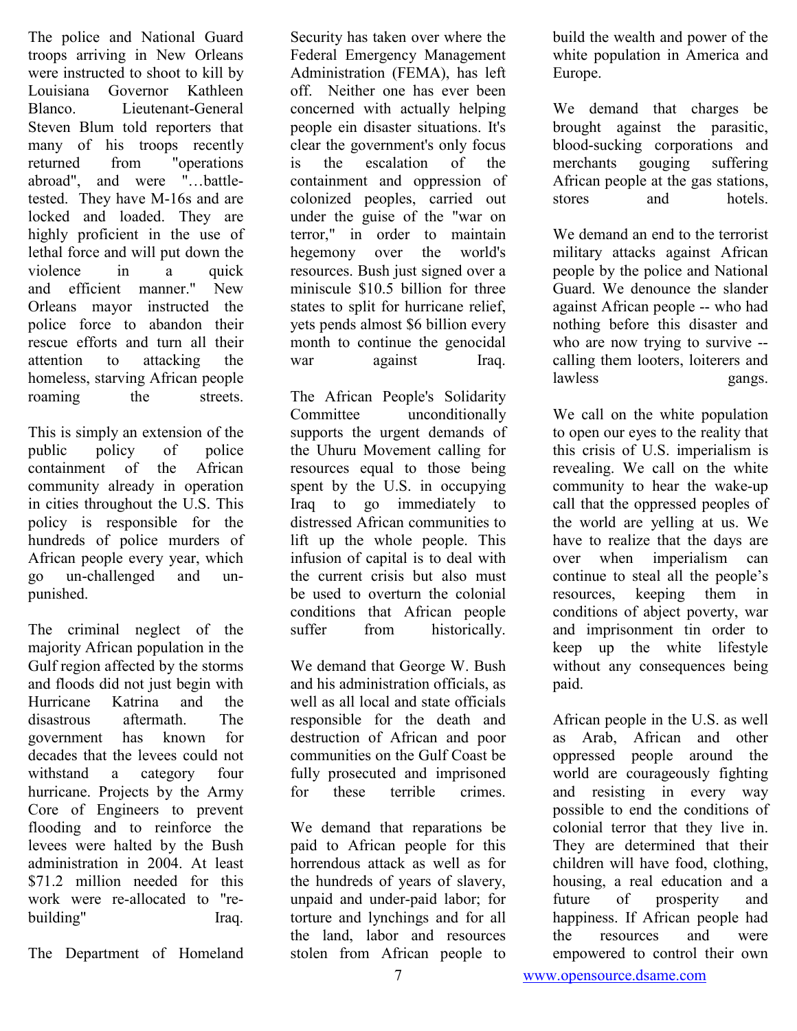The police and National Guard troops arriving in New Orleans were instructed to shoot to kill by Louisiana Governor Kathleen Blanco. Lieutenant-General Steven Blum told reporters that many of his troops recently returned from "operations abroad", and were "…battle-tested. They have M-16s and are locked and loaded. They are highly proficient in the use of lethal force and will put down the violence in a quick and efficient manner." New Orleans mayor instructed the police force to abandon their rescue efforts and turn all their attention to attacking the homeless, starving African people roaming the streets.

This is simply an extension of the public policy of police containment of the African community already in operation in cities throughout the U.S. This policy is responsible for the hundreds of police murders of African people every year, which go un-challenged and un-punished.

The criminal neglect of the majority African population in the Gulf region affected by the storms and floods did not just begin with Hurricane Katrina and the disastrous aftermath. The government has known for decades that the levees could not withstand a category four hurricane. Projects by the Army Core of Engineers to prevent flooding and to reinforce the levees were halted by the Bush administration in 2004. At least $71.2 million needed for this work were re-allocated to "re-building" Iraq.

The Department of Homeland Security has taken over where the Federal Emergency Management Administration (FEMA), has left off. Neither one has ever been concerned with actually helping people ein disaster situations. It's clear the government's only focus is the escalation of the containment and oppression of colonized peoples, carried out under the guise of the "war on terror," in order to maintain hegemony over the world's resources. Bush just signed over a miniscule $10.5 billion for three states to split for hurricane relief, yets pends almost $6 billion every month to continue the genocidal war against Iraq.

The African People's Solidarity Committee unconditionally supports the urgent demands of the Uhuru Movement calling for resources equal to those being spent by the U.S. in occupying Iraq to go immediately to distressed African communities to lift up the whole people. This infusion of capital is to deal with the current crisis but also must be used to overturn the colonial conditions that African people suffer from historically.

We demand that George W. Bush and his administration officials, as well as all local and state officials responsible for the death and destruction of African and poor communities on the Gulf Coast be fully prosecuted and imprisoned for these terrible crimes.

We demand that reparations be paid to African people for this horrendous attack as well as for the hundreds of years of slavery, unpaid and under-paid labor; for torture and lynchings and for all the land, labor and resources stolen from African people to build the wealth and power of the white population in America and Europe.

We demand that charges be brought against the parasitic, blood-sucking corporations and merchants gouging suffering African people at the gas stations, stores and hotels.

We demand an end to the terrorist military attacks against African people by the police and National Guard. We denounce the slander against African people -- who had nothing before this disaster and who are now trying to survive -- calling them looters, loiterers and lawless gangs.

We call on the white population to open our eyes to the reality that this crisis of U.S. imperialism is revealing. We call on the white community to hear the wake-up call that the oppressed peoples of the world are yelling at us. We have to realize that the days are over when imperialism can continue to steal all the people's resources, keeping them in conditions of abject poverty, war and imprisonment tin order to keep up the white lifestyle without any consequences being paid.

African people in the U.S. as well as Arab, African and other oppressed people around the world are courageously fighting and resisting in every way possible to end the conditions of colonial terror that they live in. They are determined that their children will have food, clothing, housing, a real education and a future of prosperity and happiness. If African people had the resources and were empowered to control their own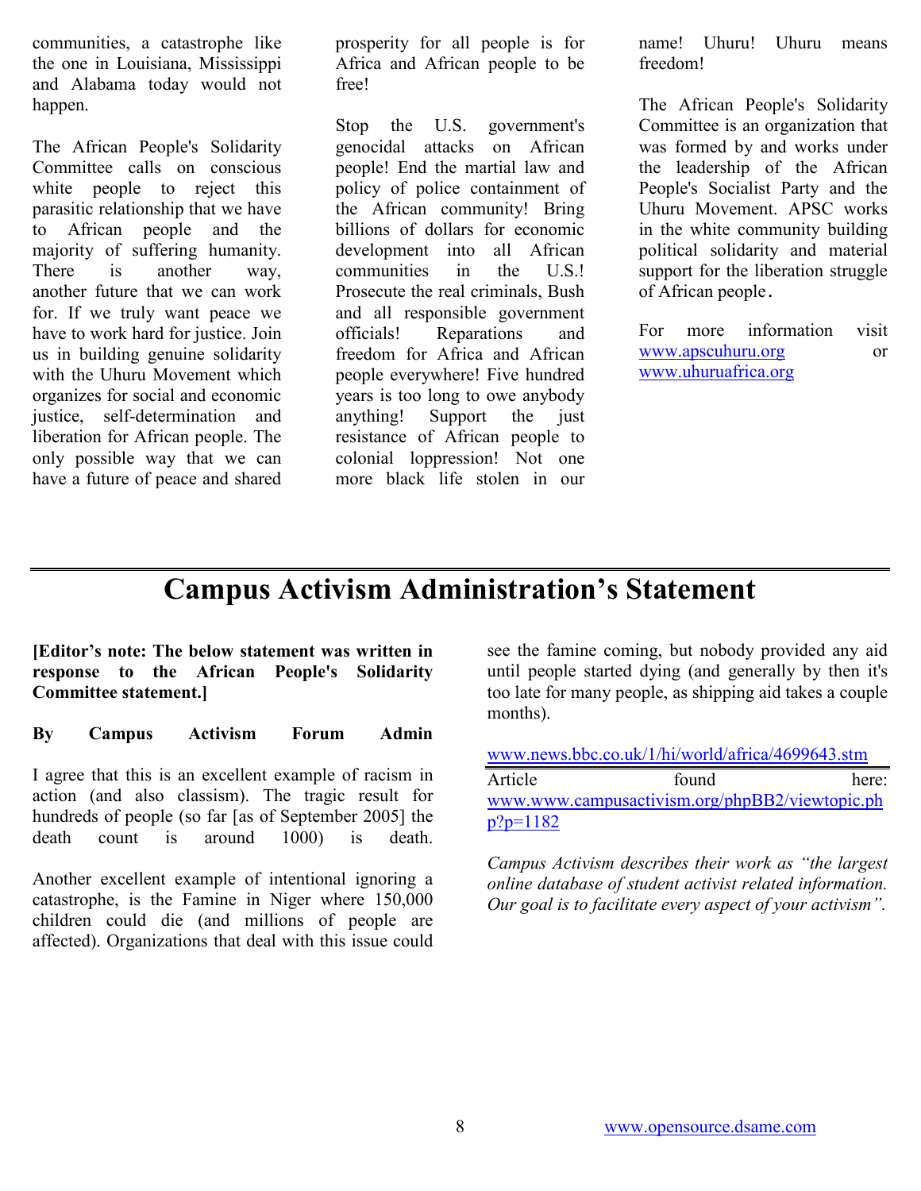communities, a catastrophe like the one in Louisiana, Mississippi and Alabama today would not happen.

The African People's Solidarity Committee calls on conscious white people to reject this parasitic relationship that we have to African people and the majority of suffering humanity. There is another way, another future that we can work for. If we truly want peace we have to work hard for justice. Join us in building genuine solidarity with the Uhuru Movement which organizes for social and economic justice, self-determination and liberation for African people. The only possible way that we can have a future of peace and shared prosperity for all people is for Africa and African people to be free!

Stop the U.S. government's genocidal attacks on African people! End the martial law and policy of police containment of the African community! Bring billions of dollars for economic development into all African communities in the U.S.! Prosecute the real criminals, Bush and all responsible government officials! Reparations and freedom for Africa and African people everywhere! Five hundred years is too long to owe anybody anything! Support the just resistance of African people to colonial loppression! Not one more black life stolen in our name! Uhuru! Uhuru means freedom!

The African People's Solidarity Committee is an organization that was formed by and works under the leadership of the African People's Socialist Party and the Uhuru Movement. APSC works in the white community building political solidarity and material support for the liberation struggle of African people.

For more information visit www.apscuhuru.org or www.uhuruafrica.org

---

# Campus Activism Administration's Statement

**[Editor's note: The below statement was written in response to the African People's Solidarity Committee statement.]**

**By Campus Activism Forum Admin**

I agree that this is an excellent example of racism in action (and also classism). The tragic result for hundreds of people (so far [as of September 2005] the death count is around 1000) is death.

Another excellent example of intentional ignoring a catastrophe, is the Famine in Niger where 150,000 children could die (and millions of people are affected). Organizations that deal with this issue could see the famine coming, but nobody provided any aid until people started dying (and generally by then it's too late for many people, as shipping aid takes a couple months).

www.news.bbc.co.uk/1/hi/world/africa/4699643.stm

Article found here: www.www.campusactivism.org/phpBB2/viewtopic.php?p=1182

*Campus Activism describes their work as "the largest online database of student activist related information. Our goal is to facilitate every aspect of your activism".*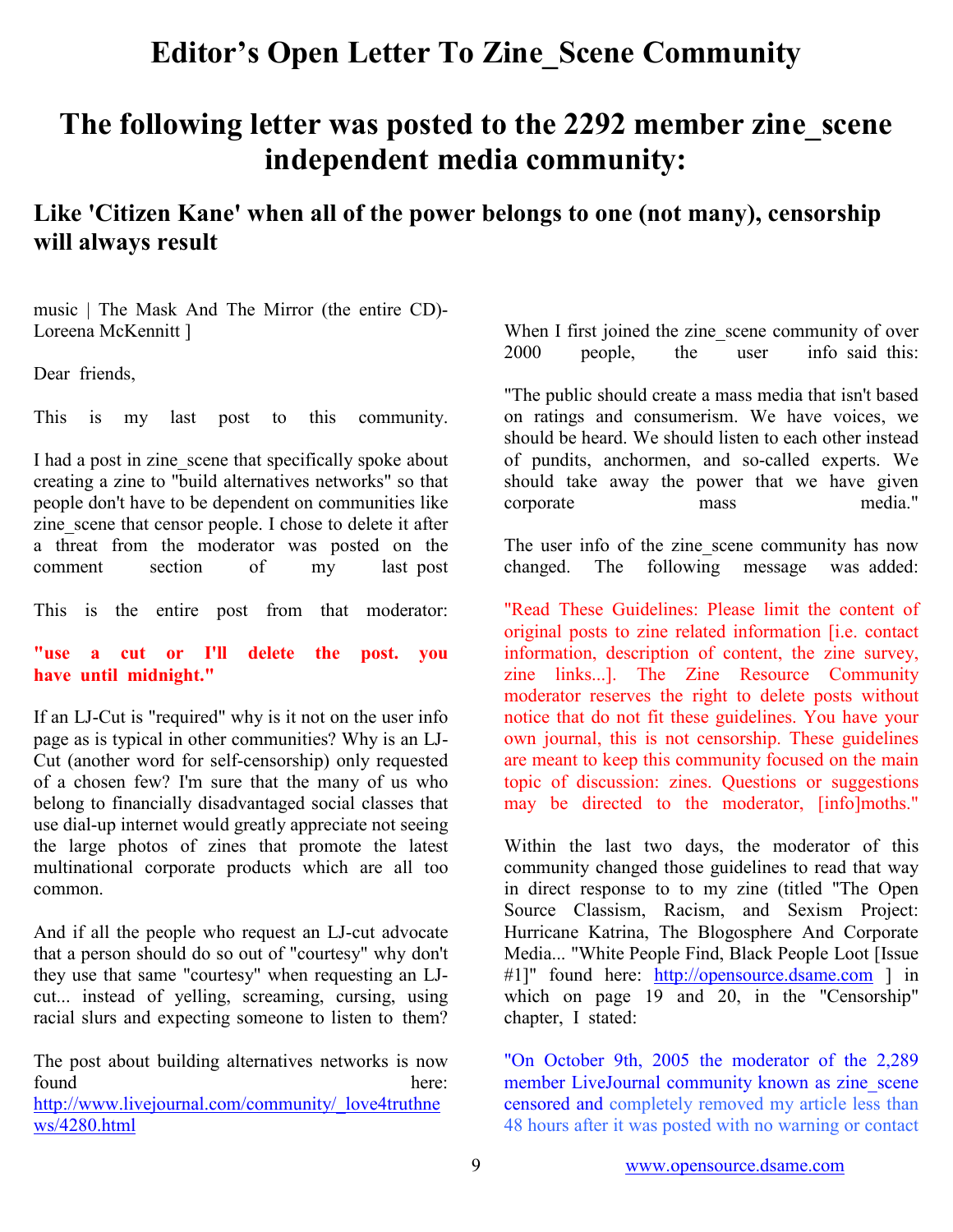# Editor's Open Letter To Zine_Scene Community

## The following letter was posted to the 2292 member zine_scene independent media community:

### Like 'Citizen Kane' when all of the power belongs to one (not many), censorship will always result

music | The Mask And The Mirror (the entire CD)- Loreena McKennitt ]

Dear friends,

This is my last post to this community.

I had a post in zine_scene that specifically spoke about creating a zine to "build alternatives networks" so that people don't have to be dependent on communities like zine_scene that censor people. I chose to delete it after a threat from the moderator was posted on the comment section of my last post

This is the entire post from that moderator:

**"use a cut or I'll delete the post. you have until midnight."**

If an LJ-Cut is "required" why is it not on the user info page as is typical in other communities? Why is an LJ-Cut (another word for self-censorship) only requested of a chosen few? I'm sure that the many of us who belong to financially disadvantaged social classes that use dial-up internet would greatly appreciate not seeing the large photos of zines that promote the latest multinational corporate products which are all too common.

And if all the people who request an LJ-cut advocate that a person should do so out of "courtesy" why don't they use that same "courtesy" when requesting an LJ-cut... instead of yelling, screaming, cursing, using racial slurs and expecting someone to listen to them?

The post about building alternatives networks is now found here: http://www.livejournal.com/community/_love4truthnews/4280.html

When I first joined the zine_scene community of over 2000 people, the user info said this:

"The public should create a mass media that isn't based on ratings and consumerism. We have voices, we should be heard. We should listen to each other instead of pundits, anchormen, and so-called experts. We should take away the power that we have given corporate mass media."

The user info of the zine_scene community has now changed. The following message was added:

"Read These Guidelines: Please limit the content of original posts to zine related information [i.e. contact information, description of content, the zine survey, zine links...]. The Zine Resource Community moderator reserves the right to delete posts without notice that do not fit these guidelines. You have your own journal, this is not censorship. These guidelines are meant to keep this community focused on the main topic of discussion: zines. Questions or suggestions may be directed to the moderator, [info]moths."

Within the last two days, the moderator of this community changed those guidelines to read that way in direct response to to my zine (titled "The Open Source Classism, Racism, and Sexism Project: Hurricane Katrina, The Blogosphere And Corporate Media... "White People Find, Black People Loot [Issue #1]" found here: http://opensource.dsame.com ] in which on page 19 and 20, in the "Censorship" chapter, I stated:

"On October 9th, 2005 the moderator of the 2,289 member LiveJournal community known as zine_scene censored and completely removed my article less than 48 hours after it was posted with no warning or contact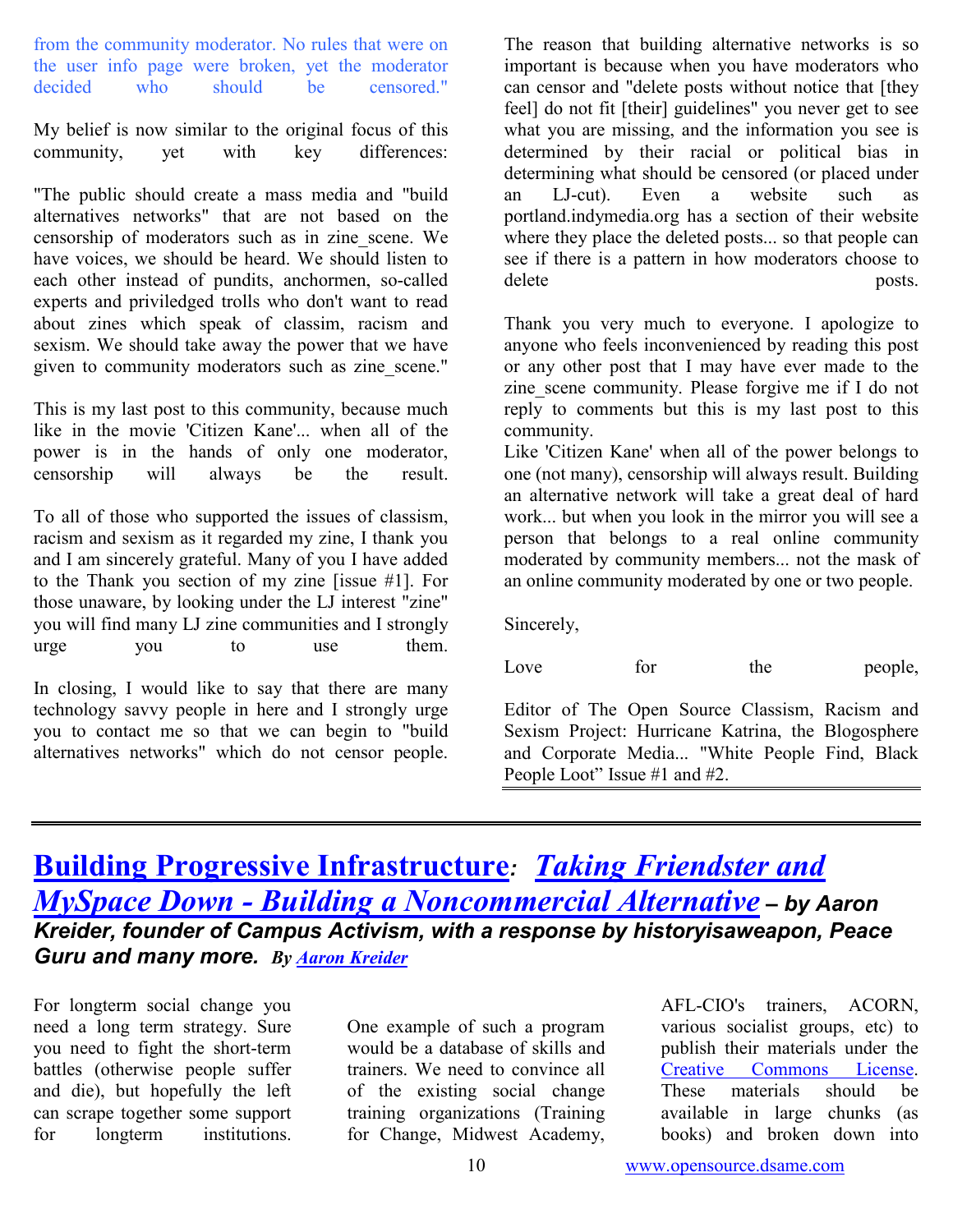from the community moderator. No rules that were on the user info page were broken, yet the moderator decided who should be censored."

My belief is now similar to the original focus of this community, yet with key differences:

"The public should create a mass media and "build alternatives networks" that are not based on the censorship of moderators such as in zine_scene. We have voices, we should be heard. We should listen to each other instead of pundits, anchormen, so-called experts and priviledged trolls who don't want to read about zines which speak of classim, racism and sexism. We should take away the power that we have given to community moderators such as zine_scene."

This is my last post to this community, because much like in the movie 'Citizen Kane'... when all of the power is in the hands of only one moderator, censorship will always be the result.

To all of those who supported the issues of classism, racism and sexism as it regarded my zine, I thank you and I am sincerely grateful. Many of you I have added to the Thank you section of my zine [issue #1]. For those unaware, by looking under the LJ interest "zine" you will find many LJ zine communities and I strongly urge you to use them.

In closing, I would like to say that there are many technology savvy people in here and I strongly urge you to contact me so that we can begin to "build alternatives networks" which do not censor people.

The reason that building alternative networks is so important is because when you have moderators who can censor and "delete posts without notice that [they feel] do not fit [their] guidelines" you never get to see what you are missing, and the information you see is determined by their racial or political bias in determining what should be censored (or placed under an LJ-cut). Even a website such as portland.indymedia.org has a section of their website where they place the deleted posts... so that people can see if there is a pattern in how moderators choose to delete posts.

Thank you very much to everyone. I apologize to anyone who feels inconvenienced by reading this post or any other post that I may have ever made to the zine_scene community. Please forgive me if I do not reply to comments but this is my last post to this community.

Like 'Citizen Kane' when all of the power belongs to one (not many), censorship will always result. Building an alternative network will take a great deal of hard work... but when you look in the mirror you will see a person that belongs to a real online community moderated by community members... not the mask of an online community moderated by one or two people.

Sincerely,

Love for the people,

Editor of The Open Source Classism, Racism and Sexism Project: Hurricane Katrina, the Blogosphere and Corporate Media... "White People Find, Black People Loot" Issue #1 and #2.

---

## Building Progressive Infrastructure: *Taking Friendster and MySpace Down - Building a Noncommercial Alternative* – *by Aaron Kreider, founder of Campus Activism, with a response by historyisaweapon, Peace Guru and many more.* *By Aaron Kreider*

For longterm social change you need a long term strategy. Sure you need to fight the short-term battles (otherwise people suffer and die), but hopefully the left can scrape together some support for longterm institutions.

One example of such a program would be a database of skills and trainers. We need to convince all of the existing social change training organizations (Training for Change, Midwest Academy, AFL-CIO's trainers, ACORN, various socialist groups, etc) to publish their materials under the Creative Commons License. These materials should be available in large chunks (as books) and broken down into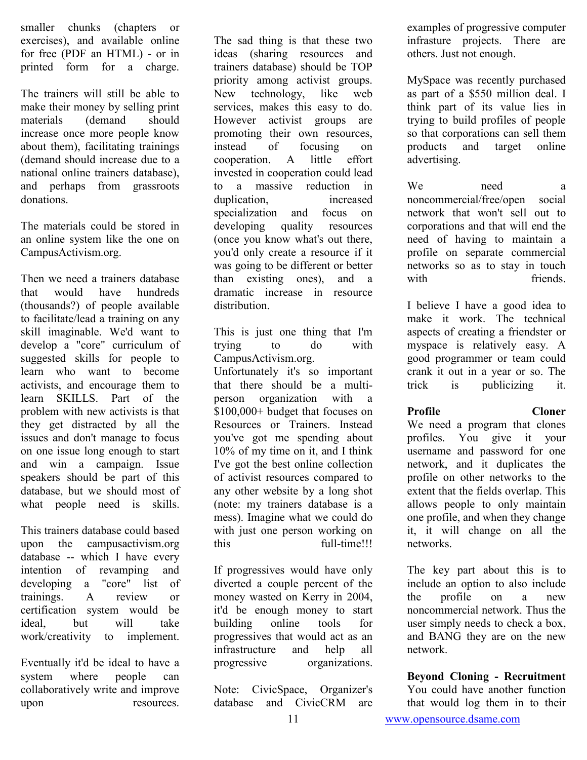smaller chunks (chapters or exercises), and available online for free (PDF an HTML) - or in printed form for a charge.

The trainers will still be able to make their money by selling print materials (demand should increase once more people know about them), facilitating trainings (demand should increase due to a national online trainers database), and perhaps from grassroots donations.

The materials could be stored in an online system like the one on CampusActivism.org.

Then we need a trainers database that would have hundreds (thousands?) of people available to facilitate/lead a training on any skill imaginable. We'd want to develop a "core" curriculum of suggested skills for people to learn who want to become activists, and encourage them to learn SKILLS. Part of the problem with new activists is that they get distracted by all the issues and don't manage to focus on one issue long enough to start and win a campaign. Issue speakers should be part of this database, but we should most of what people need is skills.

This trainers database could based upon the campusactivism.org database -- which I have every intention of revamping and developing a "core" list of trainings. A review or certification system would be ideal, but will take work/creativity to implement.

Eventually it'd be ideal to have a system where people can collaboratively write and improve upon resources.

The sad thing is that these two ideas (sharing resources and trainers database) should be TOP priority among activist groups. New technology, like web services, makes this easy to do. However activist groups are promoting their own resources, instead of focusing on cooperation. A little effort invested in cooperation could lead to a massive reduction in duplication, increased specialization and focus on developing quality resources (once you know what's out there, you'd only create a resource if it was going to be different or better than existing ones), and a dramatic increase in resource distribution.

This is just one thing that I'm trying to do with CampusActivism.org. Unfortunately it's so important that there should be a multi-person organization with a $100,000+ budget that focuses on Resources or Trainers. Instead you've got me spending about 10% of my time on it, and I think I've got the best online collection of activist resources compared to any other website by a long shot (note: my trainers database is a mess). Imagine what we could do with just one person working on this full-time!!!

If progressives would have only diverted a couple percent of the money wasted on Kerry in 2004, it'd be enough money to start building online tools for progressives that would act as an infrastructure and help all progressive organizations.

Note: CivicSpace, Organizer's database and CivicCRM are examples of progressive computer infrasture projects. There are others. Just not enough.

MySpace was recently purchased as part of a $550 million deal. I think part of its value lies in trying to build profiles of people so that corporations can sell them products and target online advertising.

We need a noncommercial/free/open social network that won't sell out to corporations and that will end the need of having to maintain a profile on separate commercial networks so as to stay in touch with friends.

I believe I have a good idea to make it work. The technical aspects of creating a friendster or myspace is relatively easy. A good programmer or team could crank it out in a year or so. The trick is publicizing it.

**Profile Cloner**

We need a program that clones profiles. You give it your username and password for one network, and it duplicates the profile on other networks to the extent that the fields overlap. This allows people to only maintain one profile, and when they change it, it will change on all the networks.

The key part about this is to include an option to also include the profile on a new noncommercial network. Thus the user simply needs to check a box, and BANG they are on the new network.

**Beyond Cloning - Recruitment**

You could have another function that would log them in to their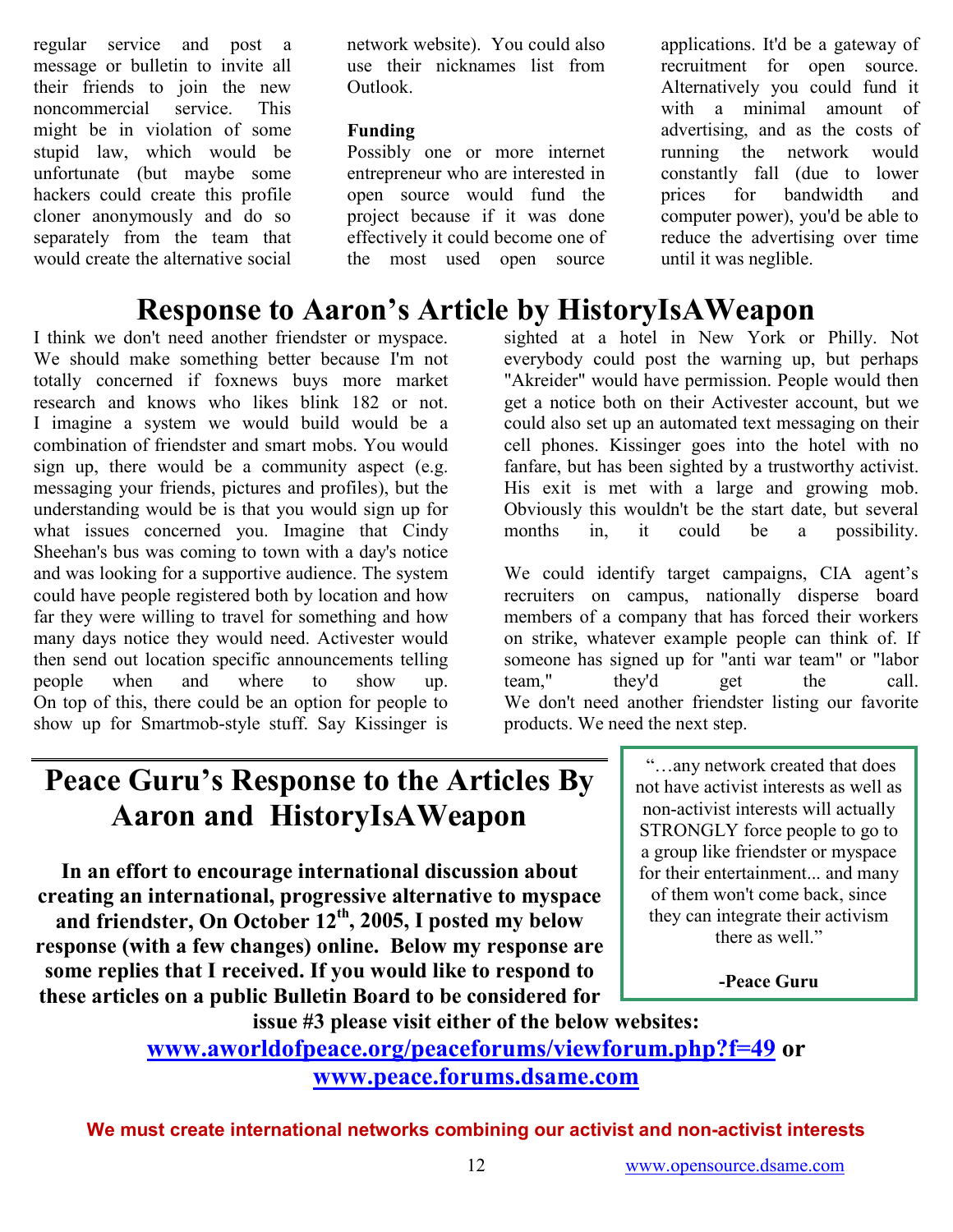regular service and post a message or bulletin to invite all their friends to join the new noncommercial service. This might be in violation of some stupid law, which would be unfortunate (but maybe some hackers could create this profile cloner anonymously and do so separately from the team that would create the alternative social network website). You could also use their nicknames list from Outlook.

**Funding**

Possibly one or more internet entrepreneur who are interested in open source would fund the project because if it was done effectively it could become one of the most used open source applications. It'd be a gateway of recruitment for open source. Alternatively you could fund it with a minimal amount of advertising, and as the costs of running the network would constantly fall (due to lower prices for bandwidth and computer power), you'd be able to reduce the advertising over time until it was neglible.

# Response to Aaron's Article by HistoryIsAWeapon

I think we don't need another friendster or myspace. We should make something better because I'm not totally concerned if foxnews buys more market research and knows who likes blink 182 or not. I imagine a system we would build would be a combination of friendster and smart mobs. You would sign up, there would be a community aspect (e.g. messaging your friends, pictures and profiles), but the understanding would be is that you would sign up for what issues concerned you. Imagine that Cindy Sheehan's bus was coming to town with a day's notice and was looking for a supportive audience. The system could have people registered both by location and how far they were willing to travel for something and how many days notice they would need. Activester would then send out location specific announcements telling people when and where to show up. On top of this, there could be an option for people to show up for Smartmob-style stuff. Say Kissinger is sighted at a hotel in New York or Philly. Not everybody could post the warning up, but perhaps "Akreider" would have permission. People would then get a notice both on their Activester account, but we could also set up an automated text messaging on their cell phones. Kissinger goes into the hotel with no fanfare, but has been sighted by a trustworthy activist. His exit is met with a large and growing mob. Obviously this wouldn't be the start date, but several months in, it could be a possibility.

We could identify target campaigns, CIA agent's recruiters on campus, nationally disperse board members of a company that has forced their workers on strike, whatever example people can think of. If someone has signed up for "anti war team" or "labor team," they'd get the call. We don't need another friendster listing our favorite products. We need the next step.

# Peace Guru's Response to the Articles By Aaron and HistoryIsAWeapon

**In an effort to encourage international discussion about creating an international, progressive alternative to myspace and friendster, On October 12th, 2005, I posted my below response (with a few changes) online. Below my response are some replies that I received. If you would like to respond to these articles on a public Bulletin Board to be considered for issue #3 please visit either of the below websites:**

**[www.aworldofpeace.org/peaceforums/viewforum.php?f=49](http://www.aworldofpeace.org/peaceforums/viewforum.php?f=49) or [www.peace.forums.dsame.com](http://www.peace.forums.dsame.com)**

> "…any network created that does not have activist interests as well as non-activist interests will actually STRONGLY force people to go to a group like friendster or myspace for their entertainment... and many of them won't come back, since they can integrate their activism there as well."
>
> **-Peace Guru**

**We must create international networks combining our activist and non-activist interests**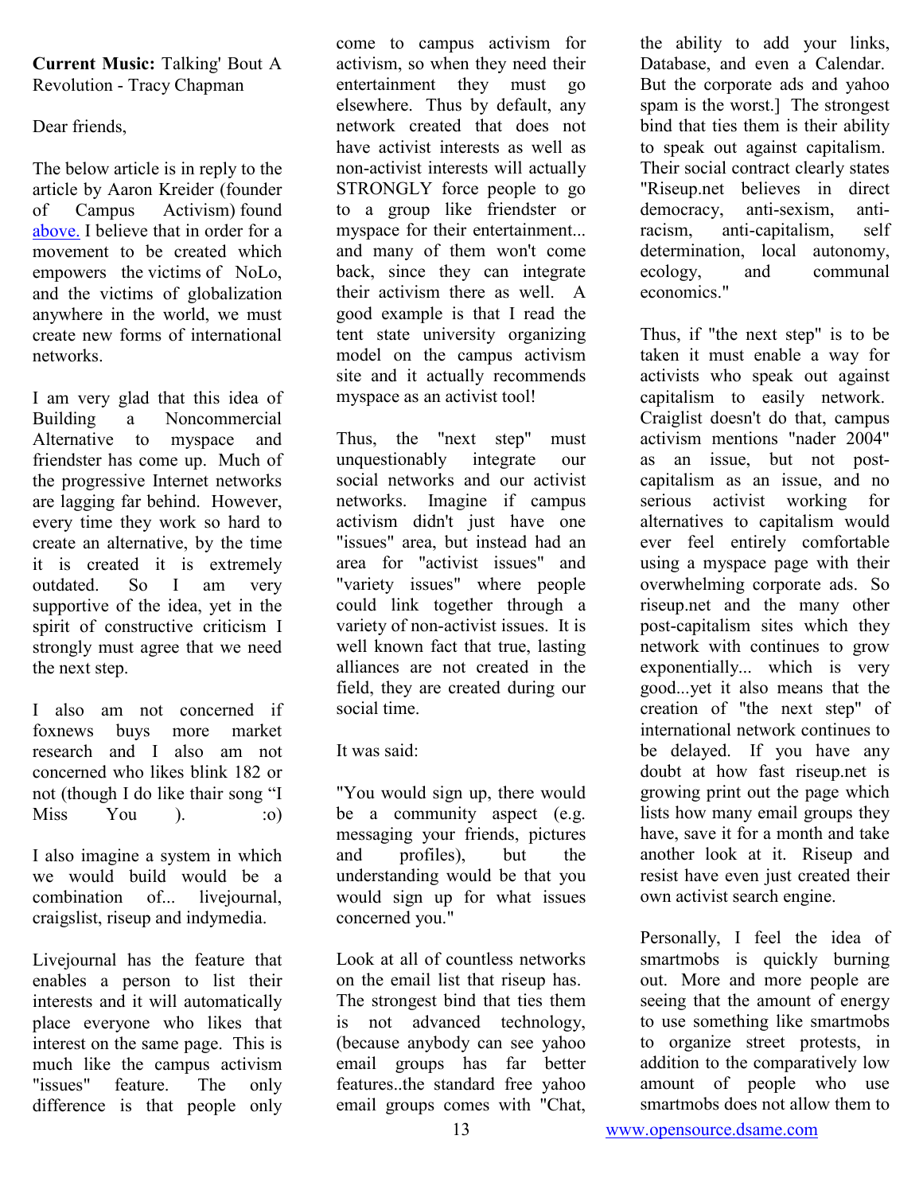**Current Music:** Talking' Bout A Revolution - Tracy Chapman

Dear friends,

The below article is in reply to the article by Aaron Kreider (founder of Campus Activism) found above. I believe that in order for a movement to be created which empowers the victims of NoLo, and the victims of globalization anywhere in the world, we must create new forms of international networks.

I am very glad that this idea of Building a Noncommercial Alternative to myspace and friendster has come up. Much of the progressive Internet networks are lagging far behind. However, every time they work so hard to create an alternative, by the time it is created it is extremely outdated. So I am very supportive of the idea, yet in the spirit of constructive criticism I strongly must agree that we need the next step.

I also am not concerned if foxnews buys more market research and I also am not concerned who likes blink 182 or not (though I do like thair song "I Miss You ). :o)

I also imagine a system in which we would build would be a combination of... livejournal, craigslist, riseup and indymedia.

Livejournal has the feature that enables a person to list their interests and it will automatically place everyone who likes that interest on the same page. This is much like the campus activism "issues" feature. The only difference is that people only come to campus activism for activism, so when they need their entertainment they must go elsewhere. Thus by default, any network created that does not have activist interests as well as non-activist interests will actually STRONGLY force people to go to a group like friendster or myspace for their entertainment... and many of them won't come back, since they can integrate their activism there as well. A good example is that I read the tent state university organizing model on the campus activism site and it actually recommends myspace as an activist tool!

Thus, the "next step" must unquestionably integrate our social networks and our activist networks. Imagine if campus activism didn't just have one "issues" area, but instead had an area for "activist issues" and "variety issues" where people could link together through a variety of non-activist issues. It is well known fact that true, lasting alliances are not created in the field, they are created during our social time.

It was said:

"You would sign up, there would be a community aspect (e.g. messaging your friends, pictures and profiles), but the understanding would be that you would sign up for what issues concerned you."

Look at all of countless networks on the email list that riseup has. The strongest bind that ties them is not advanced technology, (because anybody can see yahoo email groups has far better features..the standard free yahoo email groups comes with "Chat, the ability to add your links, Database, and even a Calendar. But the corporate ads and yahoo spam is the worst.] The strongest bind that ties them is their ability to speak out against capitalism. Their social contract clearly states "Riseup.net believes in direct democracy, anti-sexism, anti-racism, anti-capitalism, self determination, local autonomy, ecology, and communal economics."

Thus, if "the next step" is to be taken it must enable a way for activists who speak out against capitalism to easily network. Craiglist doesn't do that, campus activism mentions "nader 2004" as an issue, but not post-capitalism as an issue, and no serious activist working for alternatives to capitalism would ever feel entirely comfortable using a myspace page with their overwhelming corporate ads. So riseup.net and the many other post-capitalism sites which they network with continues to grow exponentially... which is very good...yet it also means that the creation of "the next step" of international network continues to be delayed. If you have any doubt at how fast riseup.net is growing print out the page which lists how many email groups they have, save it for a month and take another look at it. Riseup and resist have even just created their own activist search engine.

Personally, I feel the idea of smartmobs is quickly burning out. More and more people are seeing that the amount of energy to use something like smartmobs to organize street protests, in addition to the comparatively low amount of people who use smartmobs does not allow them to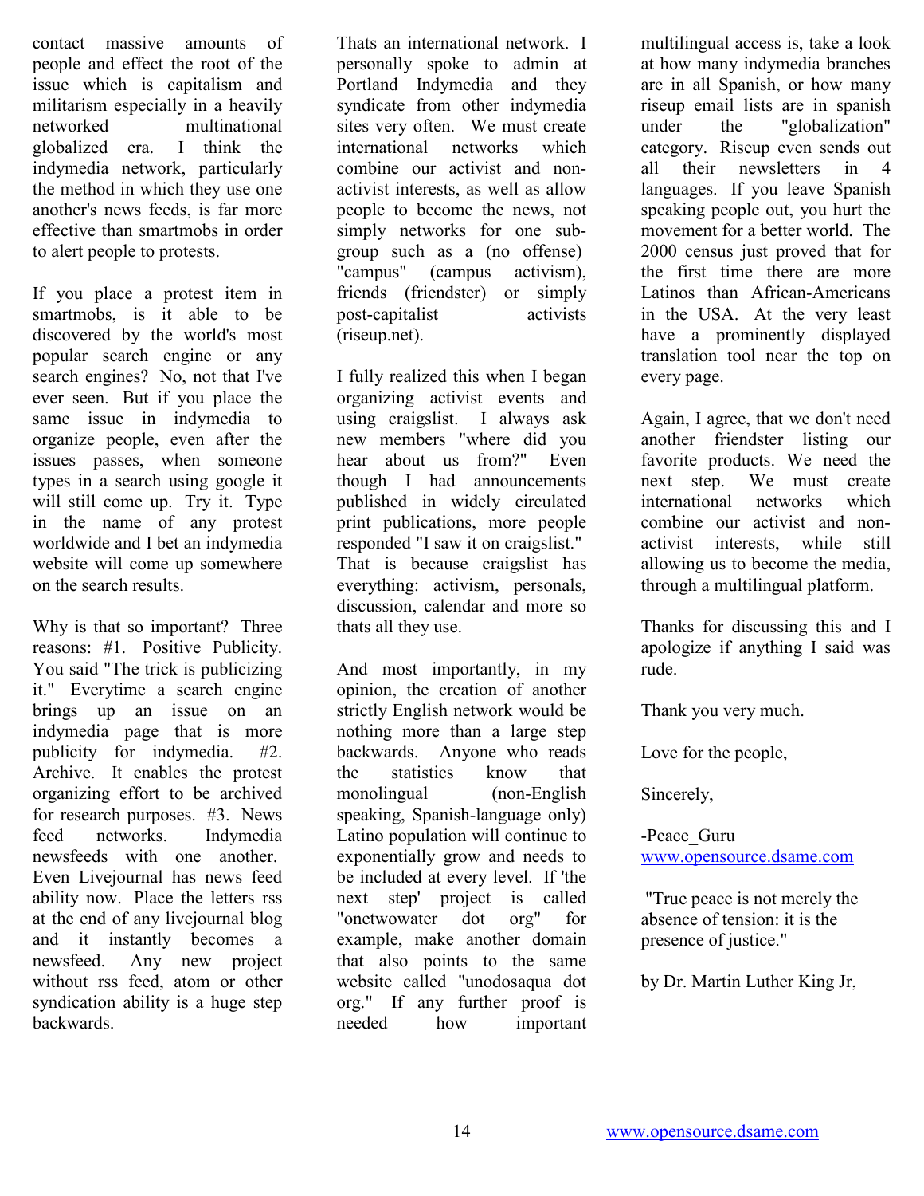contact massive amounts of people and effect the root of the issue which is capitalism and militarism especially in a heavily networked multinational globalized era. I think the indymedia network, particularly the method in which they use one another's news feeds, is far more effective than smartmobs in order to alert people to protests.

If you place a protest item in smartmobs, is it able to be discovered by the world's most popular search engine or any search engines? No, not that I've ever seen. But if you place the same issue in indymedia to organize people, even after the issues passes, when someone types in a search using google it will still come up. Try it. Type in the name of any protest worldwide and I bet an indymedia website will come up somewhere on the search results.

Why is that so important? Three reasons: #1. Positive Publicity. You said "The trick is publicizing it." Everytime a search engine brings up an issue on an indymedia page that is more publicity for indymedia. #2. Archive. It enables the protest organizing effort to be archived for research purposes. #3. News feed networks. Indymedia newsfeeds with one another. Even Livejournal has news feed ability now. Place the letters rss at the end of any livejournal blog and it instantly becomes a newsfeed. Any new project without rss feed, atom or other syndication ability is a huge step backwards.

Thats an international network. I personally spoke to admin at Portland Indymedia and they syndicate from other indymedia sites very often. We must create international networks which combine our activist and non-activist interests, as well as allow people to become the news, not simply networks for one sub-group such as a (no offense) "campus" (campus activism), friends (friendster) or simply post-capitalist activists (riseup.net).

I fully realized this when I began organizing activist events and using craigslist. I always ask new members "where did you hear about us from?" Even though I had announcements published in widely circulated print publications, more people responded "I saw it on craigslist." That is because craigslist has everything: activism, personals, discussion, calendar and more so thats all they use.

And most importantly, in my opinion, the creation of another strictly English network would be nothing more than a large step backwards. Anyone who reads the statistics know that monolingual (non-English speaking, Spanish-language only) Latino population will continue to exponentially grow and needs to be included at every level. If 'the next step' project is called "onetwowater dot org" for example, make another domain that also points to the same website called "unodosaqua dot org." If any further proof is needed how important multilingual access is, take a look at how many indymedia branches are in all Spanish, or how many riseup email lists are in spanish under the "globalization" category. Riseup even sends out all their newsletters in 4 languages. If you leave Spanish speaking people out, you hurt the movement for a better world. The 2000 census just proved that for the first time there are more Latinos than African-Americans in the USA. At the very least have a prominently displayed translation tool near the top on every page.

Again, I agree, that we don't need another friendster listing our favorite products. We need the next step. We must create international networks which combine our activist and non-activist interests, while still allowing us to become the media, through a multilingual platform.

Thanks for discussing this and I apologize if anything I said was rude.

Thank you very much.

Love for the people,

Sincerely,

-Peace_Guru
www.opensource.dsame.com

"True peace is not merely the absence of tension: it is the presence of justice."

by Dr. Martin Luther King Jr,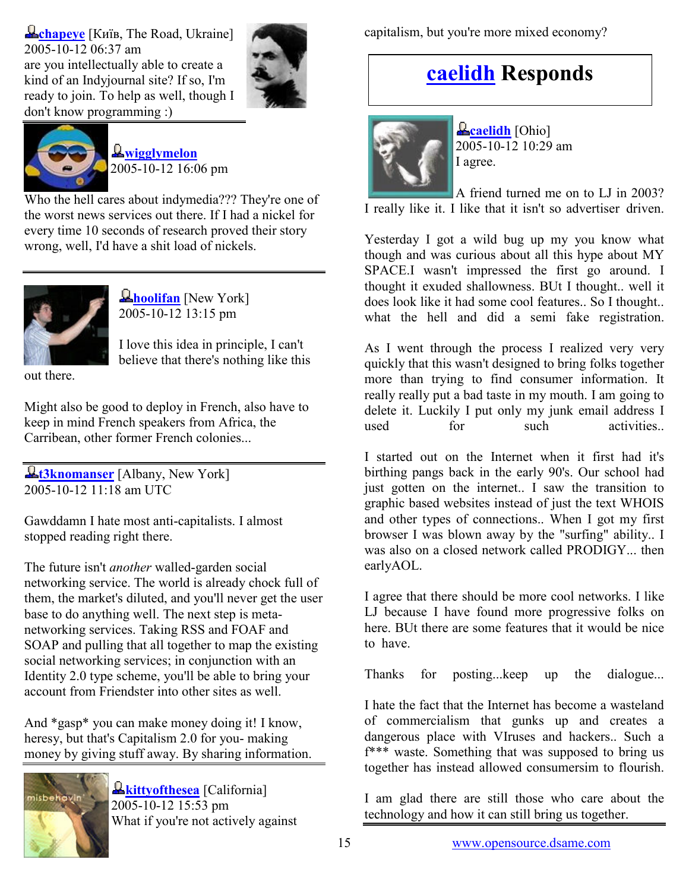**chapeye** [Київ, The Road, Ukraine]
2005-10-12 06:37 am
are you intellectually able to create a kind of an Indyjournal site? If so, I'm ready to join. To help as well, though I don't know programming :)

**wigglymelon**
2005-10-12 16:06 pm

Who the hell cares about indymedia??? They're one of the worst news services out there. If I had a nickel for every time 10 seconds of research proved their story wrong, well, I'd have a shit load of nickels.

**hoolifan** [New York]
2005-10-12 13:15 pm

I love this idea in principle, I can't believe that there's nothing like this out there.

Might also be good to deploy in French, also have to keep in mind French speakers from Africa, the Carribean, other former French colonies...

**t3knomanser** [Albany, New York]
2005-10-12 11:18 am UTC

Gawddamn I hate most anti-capitalists. I almost stopped reading right there.

The future isn't *another* walled-garden social networking service. The world is already chock full of them, the market's diluted, and you'll never get the user base to do anything well. The next step is meta-networking services. Taking RSS and FOAF and SOAP and pulling that all together to map the existing social networking services; in conjunction with an Identity 2.0 type scheme, you'll be able to bring your account from Friendster into other sites as well.

And *gasp* you can make money doing it! I know, heresy, but that's Capitalism 2.0 for you- making money by giving stuff away. By sharing information.

**kittyofthesea** [California]
2005-10-12 15:53 pm
What if you're not actively against capitalism, but you're more mixed economy?

## caelidh Responds

**caelidh** [Ohio]
2005-10-12 10:29 am
I agree.

A friend turned me on to LJ in 2003? I really like it. I like that it isn't so advertiser driven.

Yesterday I got a wild bug up my you know what though and was curious about all this hype about MY SPACE.I wasn't impressed the first go around. I thought it exuded shallowness. BUt I thought.. well it does look like it had some cool features.. So I thought.. what the hell and did a semi fake registration.

As I went through the process I realized very very quickly that this wasn't designed to bring folks together more than trying to find consumer information. It really really put a bad taste in my mouth. I am going to delete it. Luckily I put only my junk email address I used for such activities..

I started out on the Internet when it first had it's birthing pangs back in the early 90's. Our school had just gotten on the internet.. I saw the transition to graphic based websites instead of just the text WHOIS and other types of connections.. When I got my first browser I was blown away by the "surfing" ability.. I was also on a closed network called PRODIGY... then earlyAOL.

I agree that there should be more cool networks. I like LJ because I have found more progressive folks on here. BUt there are some features that it would be nice to have.

Thanks for posting...keep up the dialogue...

I hate the fact that the Internet has become a wasteland of commercialism that gunks up and creates a dangerous place with VIruses and hackers.. Such a f*** waste. Something that was supposed to bring us together has instead allowed consumersim to flourish.

I am glad there are still those who care about the technology and how it can still bring us together.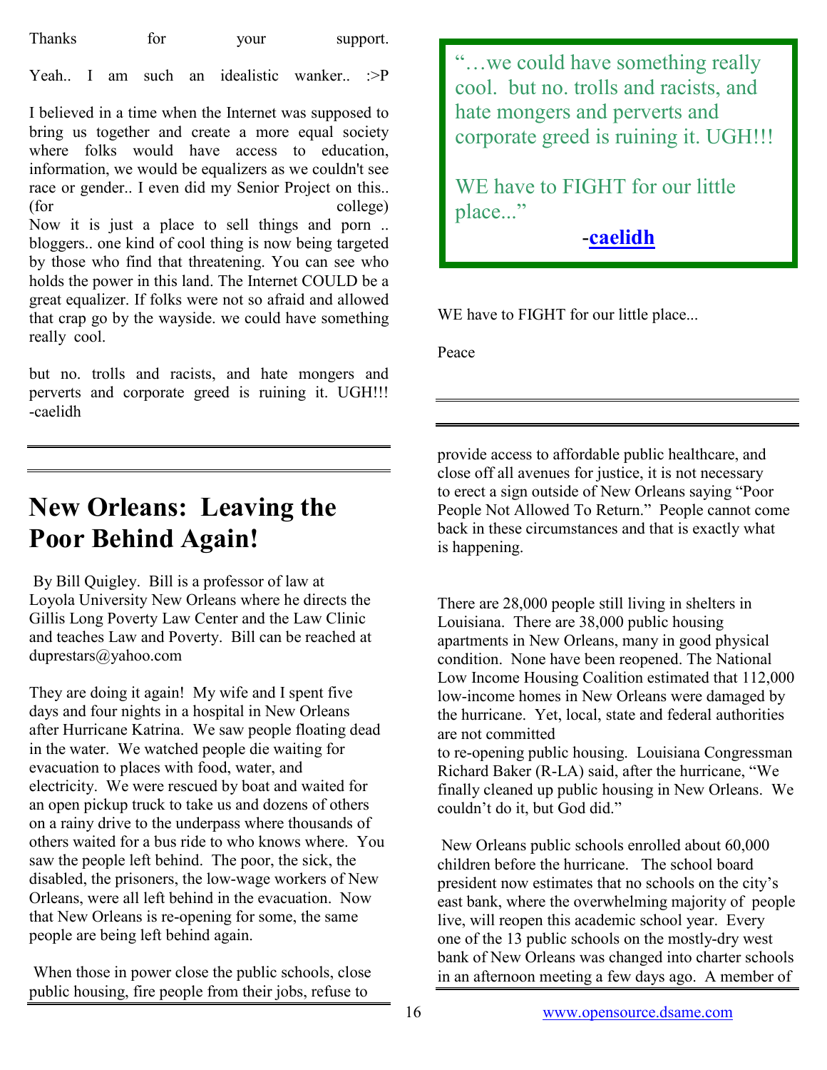Thanks for your support.

Yeah.. I am such an idealistic wanker.. :>P

I believed in a time when the Internet was supposed to bring us together and create a more equal society where folks would have access to education, information, we would be equalizers as we couldn't see race or gender.. I even did my Senior Project on this.. (for college)
Now it is just a place to sell things and porn .. bloggers.. one kind of cool thing is now being targeted by those who find that threatening. You can see who holds the power in this land. The Internet COULD be a great equalizer. If folks were not so afraid and allowed that crap go by the wayside. we could have something really cool.

but no. trolls and racists, and hate mongers and perverts and corporate greed is ruining it. UGH!!!
-caelidh

> "…we could have something really cool. but no. trolls and racists, and hate mongers and perverts and corporate greed is ruining it. UGH!!!
>
> WE have to FIGHT for our little place..."
>
> -**caelidh**

WE have to FIGHT for our little place...

Peace

---

# New Orleans: Leaving the Poor Behind Again!

By Bill Quigley. Bill is a professor of law at Loyola University New Orleans where he directs the Gillis Long Poverty Law Center and the Law Clinic and teaches Law and Poverty. Bill can be reached at duprestars@yahoo.com

They are doing it again! My wife and I spent five days and four nights in a hospital in New Orleans after Hurricane Katrina. We saw people floating dead in the water. We watched people die waiting for evacuation to places with food, water, and electricity. We were rescued by boat and waited for an open pickup truck to take us and dozens of others on a rainy drive to the underpass where thousands of others waited for a bus ride to who knows where. You saw the people left behind. The poor, the sick, the disabled, the prisoners, the low-wage workers of New Orleans, were all left behind in the evacuation. Now that New Orleans is re-opening for some, the same people are being left behind again.

When those in power close the public schools, close public housing, fire people from their jobs, refuse to provide access to affordable public healthcare, and close off all avenues for justice, it is not necessary to erect a sign outside of New Orleans saying "Poor People Not Allowed To Return." People cannot come back in these circumstances and that is exactly what is happening.

There are 28,000 people still living in shelters in Louisiana. There are 38,000 public housing apartments in New Orleans, many in good physical condition. None have been reopened. The National Low Income Housing Coalition estimated that 112,000 low-income homes in New Orleans were damaged by the hurricane. Yet, local, state and federal authorities are not committed to re-opening public housing. Louisiana Congressman Richard Baker (R-LA) said, after the hurricane, "We finally cleaned up public housing in New Orleans. We couldn't do it, but God did."

New Orleans public schools enrolled about 60,000 children before the hurricane. The school board president now estimates that no schools on the city's east bank, where the overwhelming majority of people live, will reopen this academic school year. Every one of the 13 public schools on the mostly-dry west bank of New Orleans was changed into charter schools in an afternoon meeting a few days ago. A member of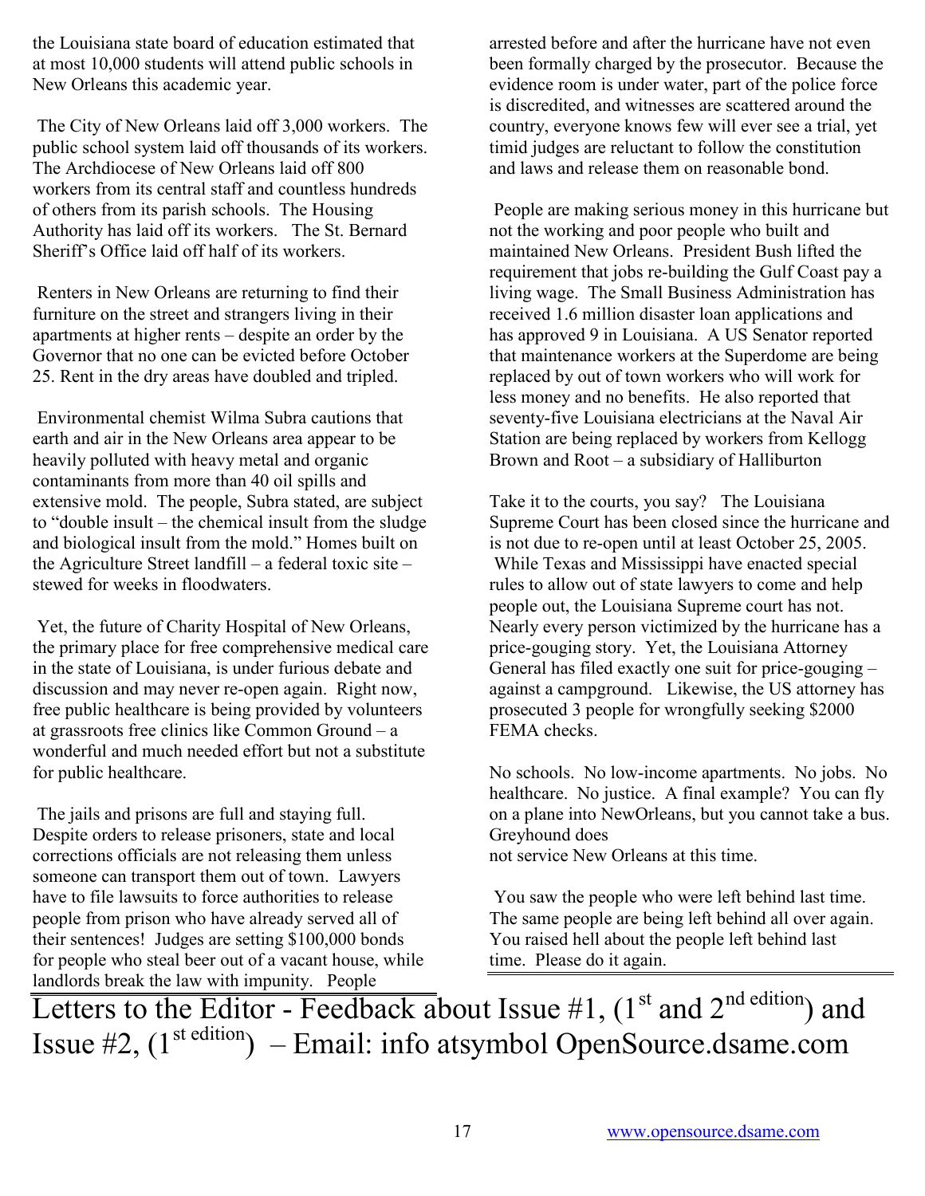the Louisiana state board of education estimated that at most 10,000 students will attend public schools in New Orleans this academic year.

The City of New Orleans laid off 3,000 workers. The public school system laid off thousands of its workers. The Archdiocese of New Orleans laid off 800 workers from its central staff and countless hundreds of others from its parish schools. The Housing Authority has laid off its workers. The St. Bernard Sheriff's Office laid off half of its workers.

Renters in New Orleans are returning to find their furniture on the street and strangers living in their apartments at higher rents – despite an order by the Governor that no one can be evicted before October 25. Rent in the dry areas have doubled and tripled.

Environmental chemist Wilma Subra cautions that earth and air in the New Orleans area appear to be heavily polluted with heavy metal and organic contaminants from more than 40 oil spills and extensive mold. The people, Subra stated, are subject to "double insult – the chemical insult from the sludge and biological insult from the mold." Homes built on the Agriculture Street landfill – a federal toxic site – stewed for weeks in floodwaters.

Yet, the future of Charity Hospital of New Orleans, the primary place for free comprehensive medical care in the state of Louisiana, is under furious debate and discussion and may never re-open again. Right now, free public healthcare is being provided by volunteers at grassroots free clinics like Common Ground – a wonderful and much needed effort but not a substitute for public healthcare.

The jails and prisons are full and staying full. Despite orders to release prisoners, state and local corrections officials are not releasing them unless someone can transport them out of town. Lawyers have to file lawsuits to force authorities to release people from prison who have already served all of their sentences! Judges are setting $100,000 bonds for people who steal beer out of a vacant house, while landlords break the law with impunity. People arrested before and after the hurricane have not even been formally charged by the prosecutor. Because the evidence room is under water, part of the police force is discredited, and witnesses are scattered around the country, everyone knows few will ever see a trial, yet timid judges are reluctant to follow the constitution and laws and release them on reasonable bond.

People are making serious money in this hurricane but not the working and poor people who built and maintained New Orleans. President Bush lifted the requirement that jobs re-building the Gulf Coast pay a living wage. The Small Business Administration has received 1.6 million disaster loan applications and has approved 9 in Louisiana. A US Senator reported that maintenance workers at the Superdome are being replaced by out of town workers who will work for less money and no benefits. He also reported that seventy-five Louisiana electricians at the Naval Air Station are being replaced by workers from Kellogg Brown and Root – a subsidiary of Halliburton

Take it to the courts, you say? The Louisiana Supreme Court has been closed since the hurricane and is not due to re-open until at least October 25, 2005. While Texas and Mississippi have enacted special rules to allow out of state lawyers to come and help people out, the Louisiana Supreme court has not. Nearly every person victimized by the hurricane has a price-gouging story. Yet, the Louisiana Attorney General has filed exactly one suit for price-gouging – against a campground. Likewise, the US attorney has prosecuted 3 people for wrongfully seeking $2000 FEMA checks.

No schools. No low-income apartments. No jobs. No healthcare. No justice. A final example? You can fly on a plane into NewOrleans, but you cannot take a bus. Greyhound does not service New Orleans at this time.

You saw the people who were left behind last time. The same people are being left behind all over again. You raised hell about the people left behind last time. Please do it again.

# Letters to the Editor - Feedback about Issue #1, (1st and 2nd edition) and Issue #2, (1st edition) – Email: info atsymbol OpenSource.dsame.com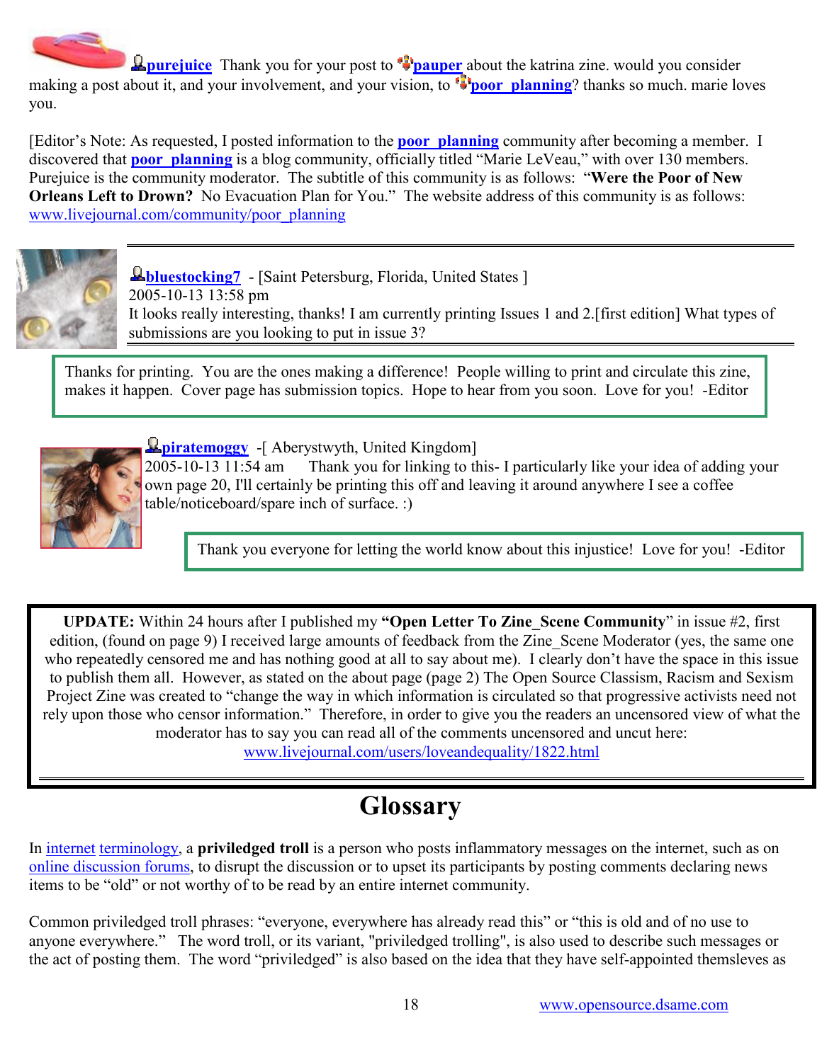**purejuice** Thank you for your post to **pauper** about the katrina zine. would you consider making a post about it, and your involvement, and your vision, to **poor_planning**? thanks so much. marie loves you.

[Editor's Note: As requested, I posted information to the **poor_planning** community after becoming a member. I discovered that **poor_planning** is a blog community, officially titled "Marie LeVeau," with over 130 members. Purejuice is the community moderator. The subtitle of this community is as follows: "**Were the Poor of New Orleans Left to Drown?** No Evacuation Plan for You." The website address of this community is as follows: www.livejournal.com/community/poor_planning

---

**bluestocking7** - [Saint Petersburg, Florida, United States ]
2005-10-13 13:58 pm
It looks really interesting, thanks! I am currently printing Issues 1 and 2.[first edition] What types of submissions are you looking to put in issue 3?

> Thanks for printing. You are the ones making a difference! People willing to print and circulate this zine, makes it happen. Cover page has submission topics. Hope to hear from you soon. Love for you! -Editor

**piratemoggy** -[ Aberystwyth, United Kingdom]
2005-10-13 11:54 am Thank you for linking to this- I particularly like your idea of adding your own page 20, I'll certainly be printing this off and leaving it around anywhere I see a coffee table/noticeboard/spare inch of surface. :)

> Thank you everyone for letting the world know about this injustice! Love for you! -Editor

**UPDATE:** Within 24 hours after I published my **"Open Letter To Zine_Scene Community"** in issue #2, first edition, (found on page 9) I received large amounts of feedback from the Zine_Scene Moderator (yes, the same one who repeatedly censored me and has nothing good at all to say about me). I clearly don't have the space in this issue to publish them all. However, as stated on the about page (page 2) The Open Source Classism, Racism and Sexism Project Zine was created to "change the way in which information is circulated so that progressive activists need not rely upon those who censor information." Therefore, in order to give you the readers an uncensored view of what the moderator has to say you can read all of the comments uncensored and uncut here: www.livejournal.com/users/loveandequality/1822.html

# Glossary

In internet terminology, a **priviledged troll** is a person who posts inflammatory messages on the internet, such as on online discussion forums, to disrupt the discussion or to upset its participants by posting comments declaring news items to be "old" or not worthy of to be read by an entire internet community.

Common priviledged troll phrases: "everyone, everywhere has already read this" or "this is old and of no use to anyone everywhere." The word troll, or its variant, "priviledged trolling", is also used to describe such messages or the act of posting them. The word "priviledged" is also based on the idea that they have self-appointed themsleves as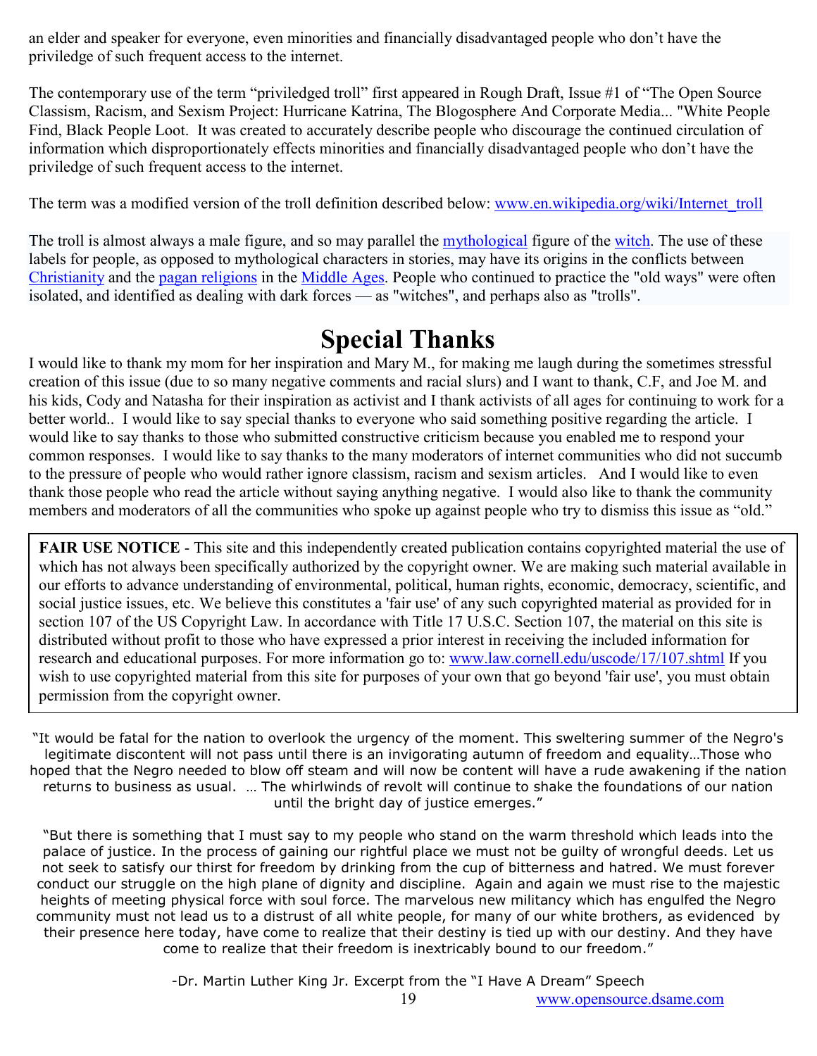an elder and speaker for everyone, even minorities and financially disadvantaged people who don't have the priviledge of such frequent access to the internet.

The contemporary use of the term "priviledged troll" first appeared in Rough Draft, Issue #1 of "The Open Source Classism, Racism, and Sexism Project: Hurricane Katrina, The Blogosphere And Corporate Media... "White People Find, Black People Loot. It was created to accurately describe people who discourage the continued circulation of information which disproportionately effects minorities and financially disadvantaged people who don't have the priviledge of such frequent access to the internet.

The term was a modified version of the troll definition described below: [www.en.wikipedia.org/wiki/Internet_troll](www.en.wikipedia.org/wiki/Internet_troll)

The troll is almost always a male figure, and so may parallel the [mythological](mythological) figure of the [witch](witch). The use of these labels for people, as opposed to mythological characters in stories, may have its origins in the conflicts between [Christianity](Christianity) and the [pagan religions](pagan religions) in the [Middle Ages](Middle Ages). People who continued to practice the "old ways" were often isolated, and identified as dealing with dark forces — as "witches", and perhaps also as "trolls".

# Special Thanks

I would like to thank my mom for her inspiration and Mary M., for making me laugh during the sometimes stressful creation of this issue (due to so many negative comments and racial slurs) and I want to thank, C.F, and Joe M. and his kids, Cody and Natasha for their inspiration as activist and I thank activists of all ages for continuing to work for a better world.. I would like to say special thanks to everyone who said something positive regarding the article. I would like to say thanks to those who submitted constructive criticism because you enabled me to respond your common responses. I would like to say thanks to the many moderators of internet communities who did not succumb to the pressure of people who would rather ignore classism, racism and sexism articles. And I would like to even thank those people who read the article without saying anything negative. I would also like to thank the community members and moderators of all the communities who spoke up against people who try to dismiss this issue as "old."

**FAIR USE NOTICE** - This site and this independently created publication contains copyrighted material the use of which has not always been specifically authorized by the copyright owner. We are making such material available in our efforts to advance understanding of environmental, political, human rights, economic, democracy, scientific, and social justice issues, etc. We believe this constitutes a 'fair use' of any such copyrighted material as provided for in section 107 of the US Copyright Law. In accordance with Title 17 U.S.C. Section 107, the material on this site is distributed without profit to those who have expressed a prior interest in receiving the included information for research and educational purposes. For more information go to: [www.law.cornell.edu/uscode/17/107.shtml](www.law.cornell.edu/uscode/17/107.shtml) If you wish to use copyrighted material from this site for purposes of your own that go beyond 'fair use', you must obtain permission from the copyright owner.

"It would be fatal for the nation to overlook the urgency of the moment. This sweltering summer of the Negro's legitimate discontent will not pass until there is an invigorating autumn of freedom and equality…Those who hoped that the Negro needed to blow off steam and will now be content will have a rude awakening if the nation returns to business as usual. … The whirlwinds of revolt will continue to shake the foundations of our nation until the bright day of justice emerges."

"But there is something that I must say to my people who stand on the warm threshold which leads into the palace of justice. In the process of gaining our rightful place we must not be guilty of wrongful deeds. Let us not seek to satisfy our thirst for freedom by drinking from the cup of bitterness and hatred. We must forever conduct our struggle on the high plane of dignity and discipline. Again and again we must rise to the majestic heights of meeting physical force with soul force. The marvelous new militancy which has engulfed the Negro community must not lead us to a distrust of all white people, for many of our white brothers, as evidenced by their presence here today, have come to realize that their destiny is tied up with our destiny. And they have come to realize that their freedom is inextricably bound to our freedom."

-Dr. Martin Luther King Jr. Excerpt from the "I Have A Dream" Speech

[www.opensource.dsame.com](www.opensource.dsame.com)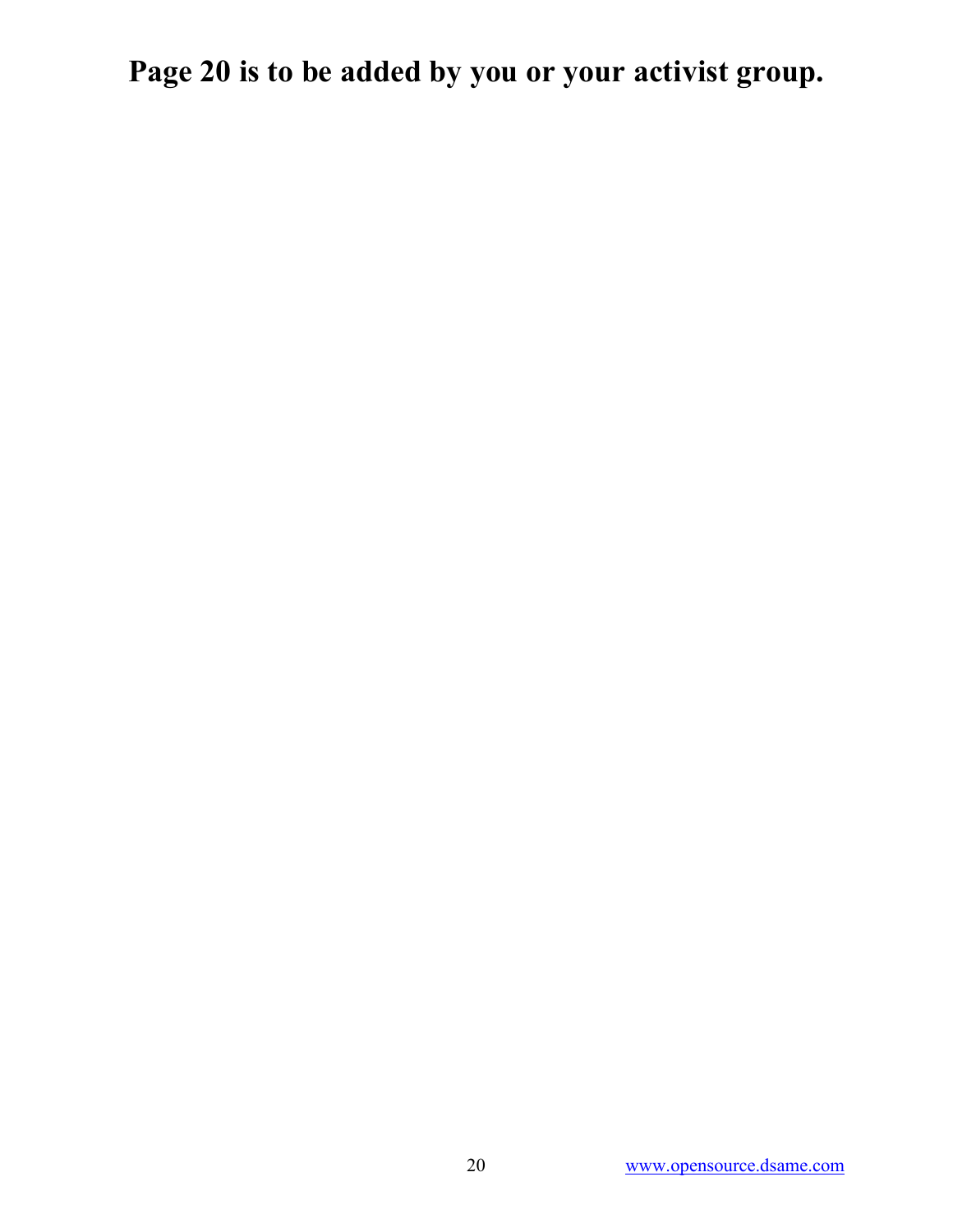# Page 20 is to be added by you or your activist group.